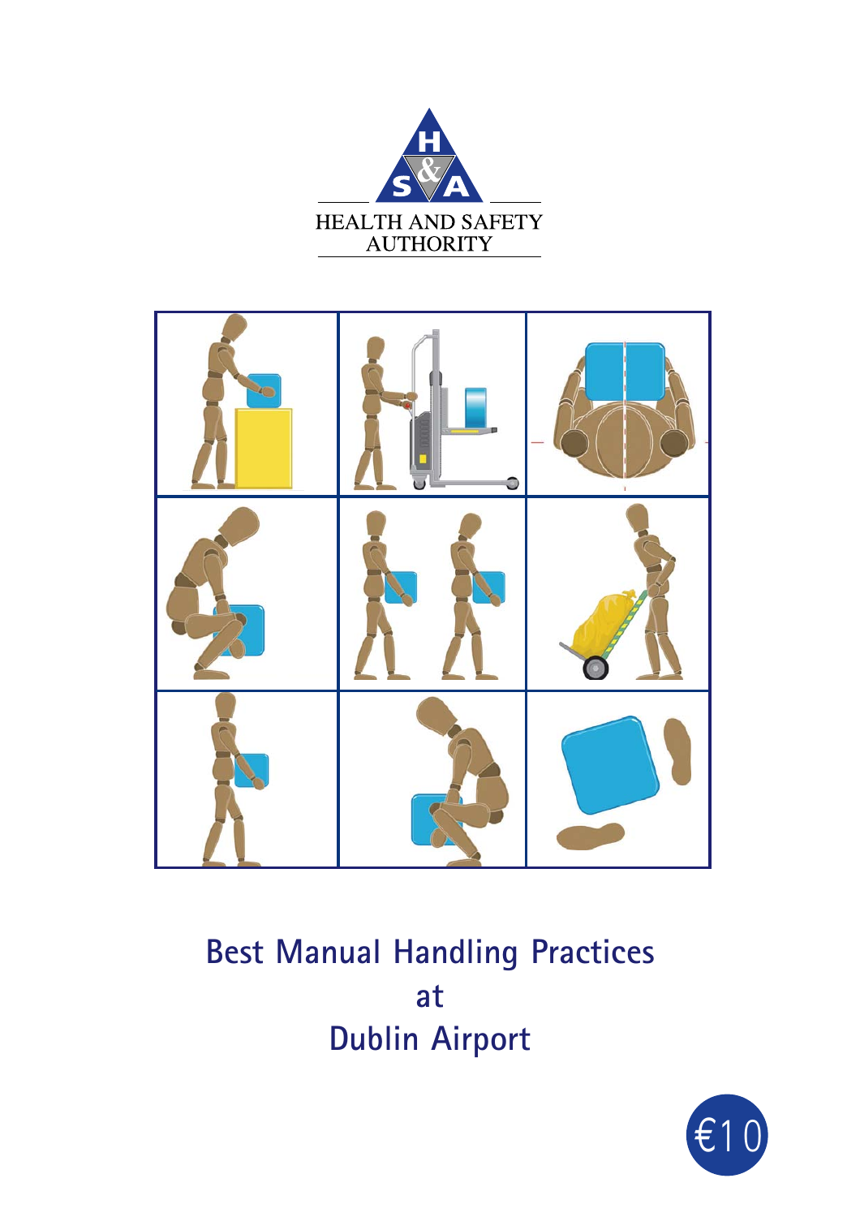HEALTH AND SAFETY AUTHORITY

# Best Manual Handling Practices at Dublin Airport

€10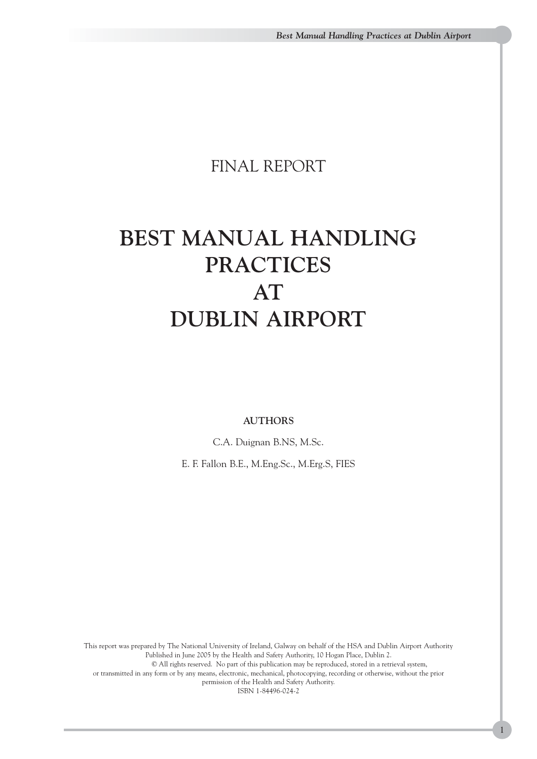FINAL REPORT

# BEST MANUAL HANDLING PRACTICES AT DUBLIN AIRPORT

**AUTHORS**

C.A. Duignan B.NS, M.Sc.

E. F. Fallon B.E., M.Eng.Sc., M.Erg.S, FIES

This report was prepared by The National University of Ireland, Galway on behalf of the HSA and Dublin Airport Authority
Published in June 2005 by the Health and Safety Authority, 10 Hogan Place, Dublin 2.
© All rights reserved. No part of this publication may be reproduced, stored in a retrieval system,
or transmitted in any form or by any means, electronic, mechanical, photocopying, recording or otherwise, without the prior
permission of the Health and Safety Authority.
ISBN 1-84496-024-2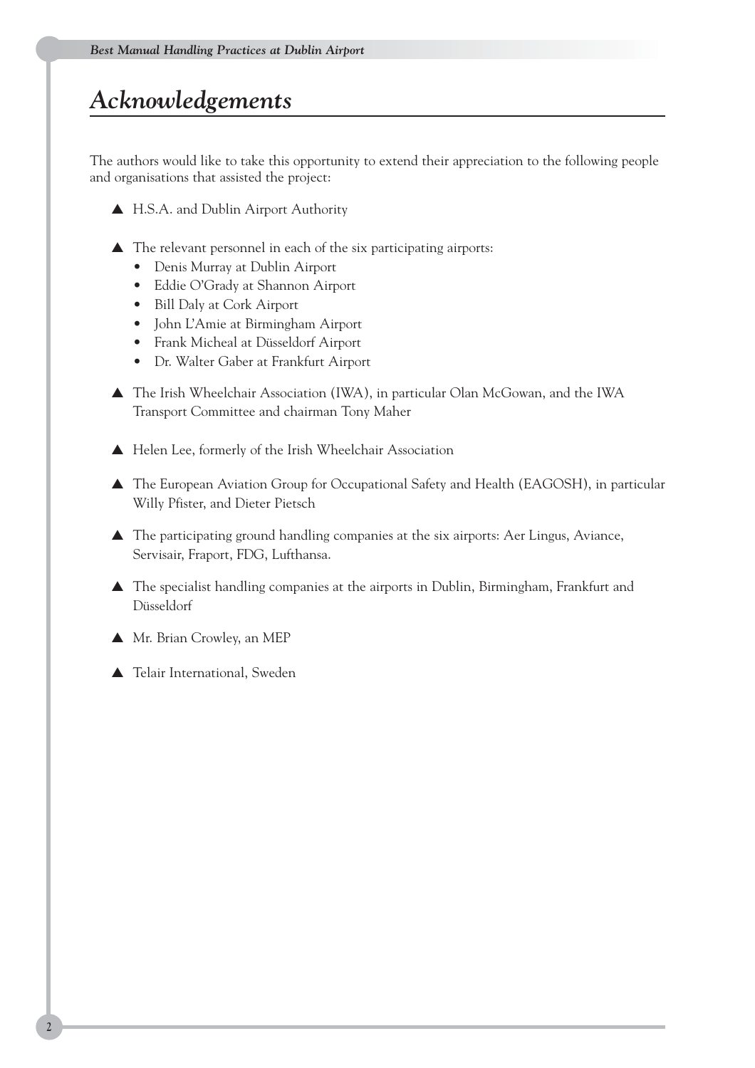# *Acknowledgements*

The authors would like to take this opportunity to extend their appreciation to the following people and organisations that assisted the project:

- H.S.A. and Dublin Airport Authority
- The relevant personnel in each of the six participating airports:
  - Denis Murray at Dublin Airport
  - Eddie O'Grady at Shannon Airport
  - Bill Daly at Cork Airport
  - John L'Amie at Birmingham Airport
  - Frank Micheal at Düsseldorf Airport
  - Dr. Walter Gaber at Frankfurt Airport
- The Irish Wheelchair Association (IWA), in particular Olan McGowan, and the IWA Transport Committee and chairman Tony Maher
- Helen Lee, formerly of the Irish Wheelchair Association
- The European Aviation Group for Occupational Safety and Health (EAGOSH), in particular Willy Pfister, and Dieter Pietsch
- The participating ground handling companies at the six airports: Aer Lingus, Aviance, Servisair, Fraport, FDG, Lufthansa.
- The specialist handling companies at the airports in Dublin, Birmingham, Frankfurt and Düsseldorf
- Mr. Brian Crowley, an MEP
- Telair International, Sweden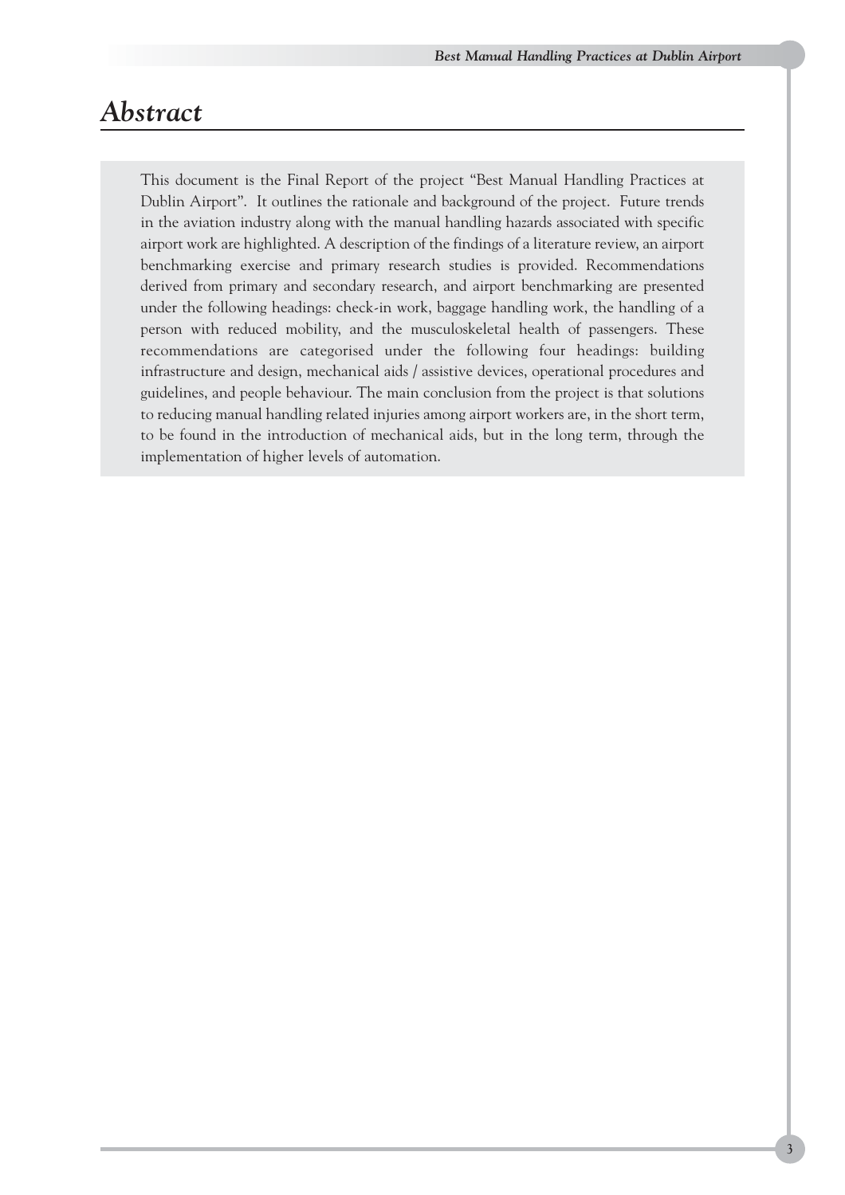# *Abstract*

This document is the Final Report of the project "Best Manual Handling Practices at Dublin Airport". It outlines the rationale and background of the project. Future trends in the aviation industry along with the manual handling hazards associated with specific airport work are highlighted. A description of the findings of a literature review, an airport benchmarking exercise and primary research studies is provided. Recommendations derived from primary and secondary research, and airport benchmarking are presented under the following headings: check-in work, baggage handling work, the handling of a person with reduced mobility, and the musculoskeletal health of passengers. These recommendations are categorised under the following four headings: building infrastructure and design, mechanical aids / assistive devices, operational procedures and guidelines, and people behaviour. The main conclusion from the project is that solutions to reducing manual handling related injuries among airport workers are, in the short term, to be found in the introduction of mechanical aids, but in the long term, through the implementation of higher levels of automation.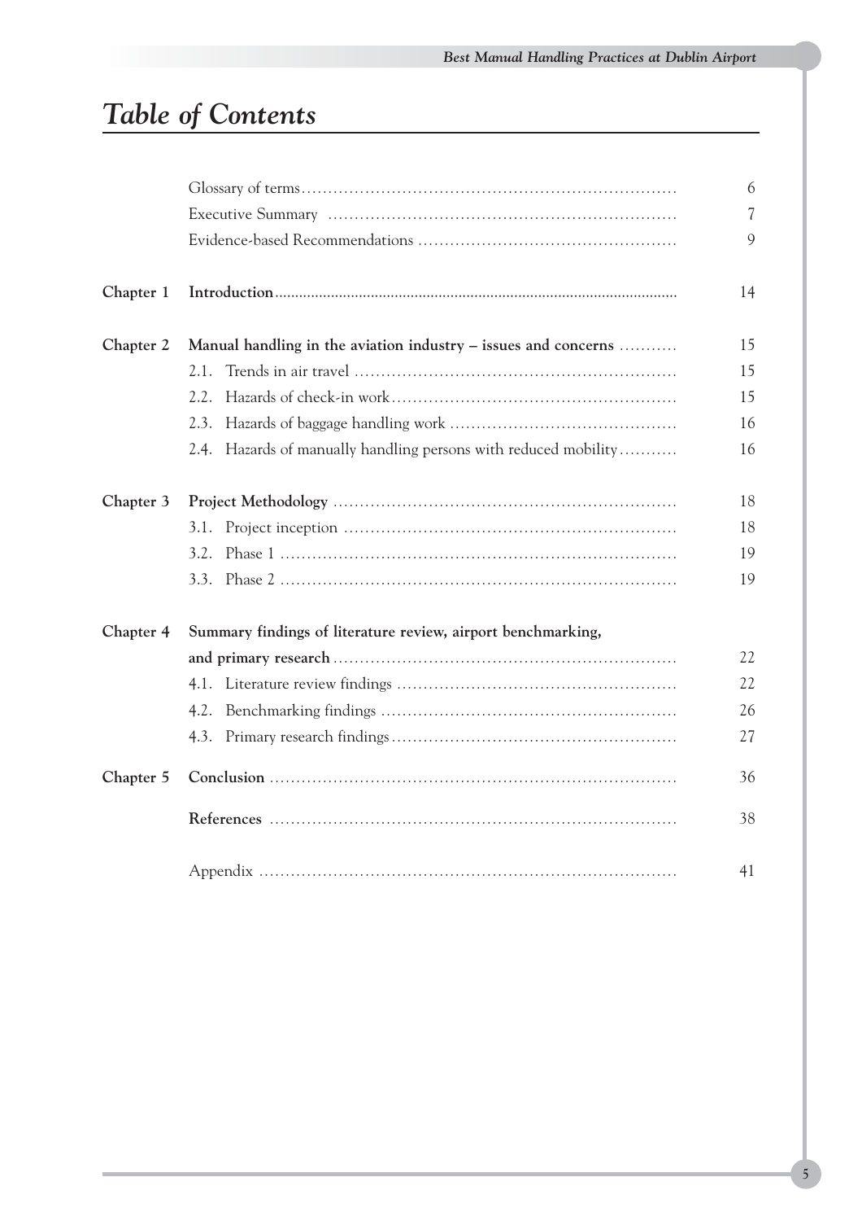# *Table of Contents*

| | | |
|---|---|---|
| | Glossary of terms | 6 |
| | Executive Summary | 7 |
| | Evidence-based Recommendations | 9 |
| **Chapter 1** | **Introduction** | 14 |
| **Chapter 2** | **Manual handling in the aviation industry – issues and concerns** | 15 |
| | 2.1. Trends in air travel | 15 |
| | 2.2. Hazards of check-in work | 15 |
| | 2.3. Hazards of baggage handling work | 16 |
| | 2.4. Hazards of manually handling persons with reduced mobility | 16 |
| **Chapter 3** | **Project Methodology** | 18 |
| | 3.1. Project inception | 18 |
| | 3.2. Phase 1 | 19 |
| | 3.3. Phase 2 | 19 |
| **Chapter 4** | **Summary findings of literature review, airport benchmarking, and primary research** | 22 |
| | 4.1. Literature review findings | 22 |
| | 4.2. Benchmarking findings | 26 |
| | 4.3. Primary research findings | 27 |
| **Chapter 5** | **Conclusion** | 36 |
| | **References** | 38 |
| | Appendix | 41 |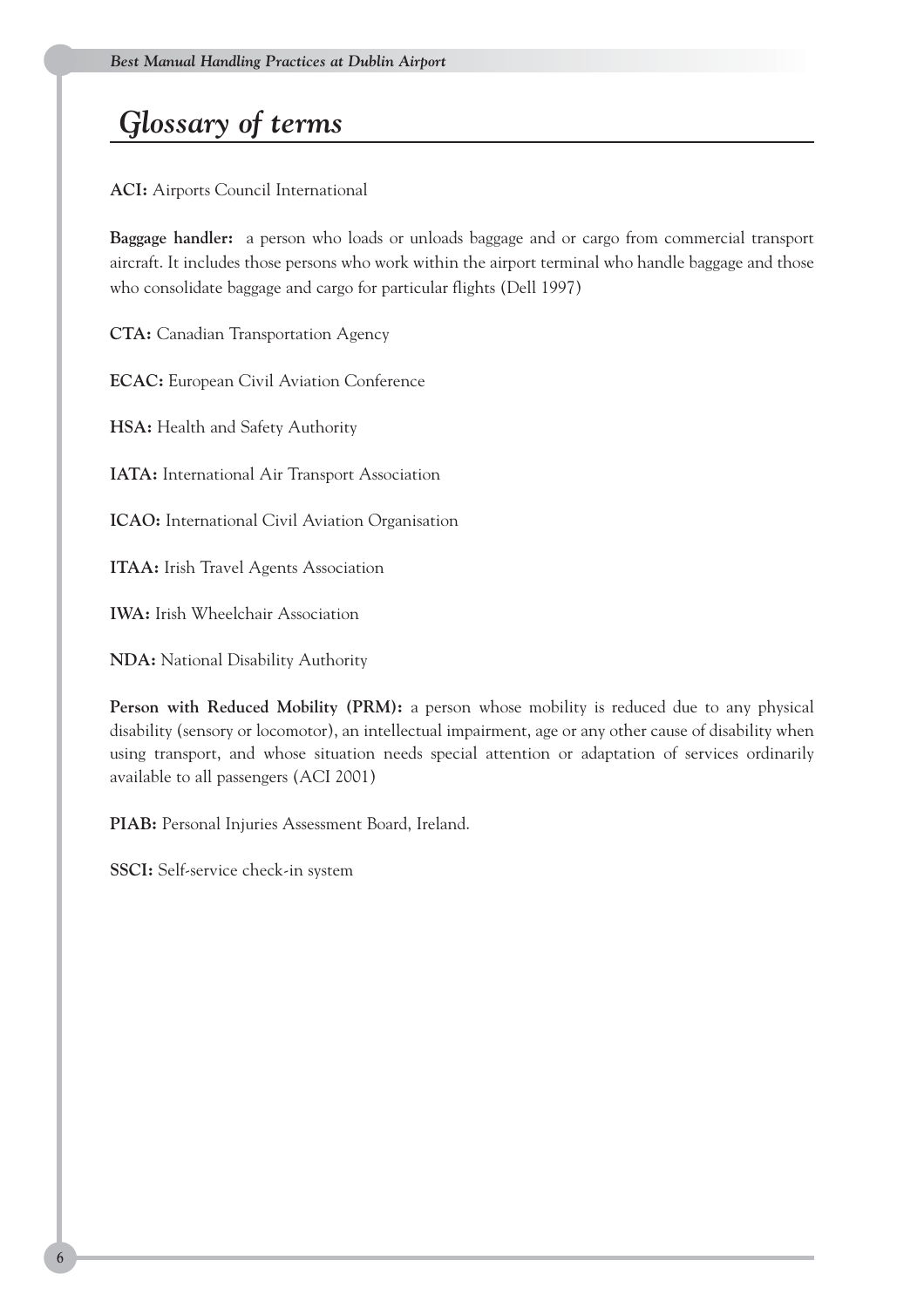# Glossary of terms

**ACI:** Airports Council International

**Baggage handler:** a person who loads or unloads baggage and or cargo from commercial transport aircraft. It includes those persons who work within the airport terminal who handle baggage and those who consolidate baggage and cargo for particular flights (Dell 1997)

**CTA:** Canadian Transportation Agency

**ECAC:** European Civil Aviation Conference

**HSA:** Health and Safety Authority

**IATA:** International Air Transport Association

**ICAO:** International Civil Aviation Organisation

**ITAA:** Irish Travel Agents Association

**IWA:** Irish Wheelchair Association

**NDA:** National Disability Authority

**Person with Reduced Mobility (PRM):** a person whose mobility is reduced due to any physical disability (sensory or locomotor), an intellectual impairment, age or any other cause of disability when using transport, and whose situation needs special attention or adaptation of services ordinarily available to all passengers (ACI 2001)

**PIAB:** Personal Injuries Assessment Board, Ireland.

**SSCI:** Self-service check-in system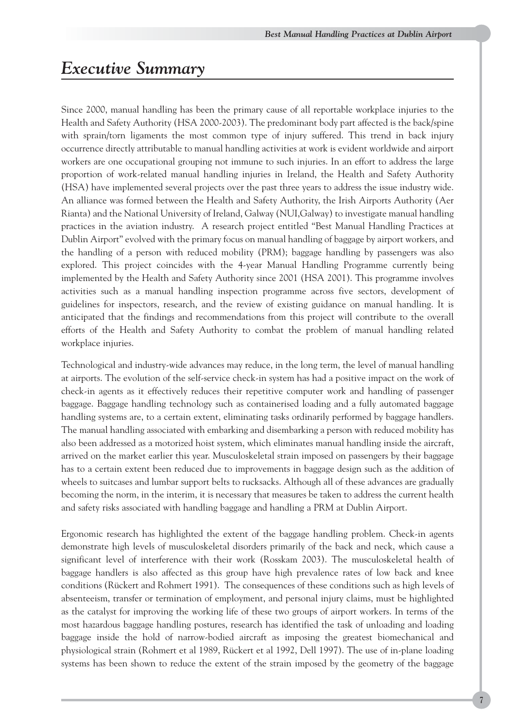# *Executive Summary*

Since 2000, manual handling has been the primary cause of all reportable workplace injuries to the Health and Safety Authority (HSA 2000-2003). The predominant body part affected is the back/spine with sprain/torn ligaments the most common type of injury suffered. This trend in back injury occurrence directly attributable to manual handling activities at work is evident worldwide and airport workers are one occupational grouping not immune to such injuries. In an effort to address the large proportion of work-related manual handling injuries in Ireland, the Health and Safety Authority (HSA) have implemented several projects over the past three years to address the issue industry wide. An alliance was formed between the Health and Safety Authority, the Irish Airports Authority (Aer Rianta) and the National University of Ireland, Galway (NUI,Galway) to investigate manual handling practices in the aviation industry. A research project entitled "Best Manual Handling Practices at Dublin Airport" evolved with the primary focus on manual handling of baggage by airport workers, and the handling of a person with reduced mobility (PRM); baggage handling by passengers was also explored. This project coincides with the 4-year Manual Handling Programme currently being implemented by the Health and Safety Authority since 2001 (HSA 2001). This programme involves activities such as a manual handling inspection programme across five sectors, development of guidelines for inspectors, research, and the review of existing guidance on manual handling. It is anticipated that the findings and recommendations from this project will contribute to the overall efforts of the Health and Safety Authority to combat the problem of manual handling related workplace injuries.

Technological and industry-wide advances may reduce, in the long term, the level of manual handling at airports. The evolution of the self-service check-in system has had a positive impact on the work of check-in agents as it effectively reduces their repetitive computer work and handling of passenger baggage. Baggage handling technology such as containerised loading and a fully automated baggage handling systems are, to a certain extent, eliminating tasks ordinarily performed by baggage handlers. The manual handling associated with embarking and disembarking a person with reduced mobility has also been addressed as a motorized hoist system, which eliminates manual handling inside the aircraft, arrived on the market earlier this year. Musculoskeletal strain imposed on passengers by their baggage has to a certain extent been reduced due to improvements in baggage design such as the addition of wheels to suitcases and lumbar support belts to rucksacks. Although all of these advances are gradually becoming the norm, in the interim, it is necessary that measures be taken to address the current health and safety risks associated with handling baggage and handling a PRM at Dublin Airport.

Ergonomic research has highlighted the extent of the baggage handling problem. Check-in agents demonstrate high levels of musculoskeletal disorders primarily of the back and neck, which cause a significant level of interference with their work (Rosskam 2003). The musculoskeletal health of baggage handlers is also affected as this group have high prevalence rates of low back and knee conditions (Rückert and Rohmert 1991). The consequences of these conditions such as high levels of absenteeism, transfer or termination of employment, and personal injury claims, must be highlighted as the catalyst for improving the working life of these two groups of airport workers. In terms of the most hazardous baggage handling postures, research has identified the task of unloading and loading baggage inside the hold of narrow-bodied aircraft as imposing the greatest biomechanical and physiological strain (Rohmert et al 1989, Rückert et al 1992, Dell 1997). The use of in-plane loading systems has been shown to reduce the extent of the strain imposed by the geometry of the baggage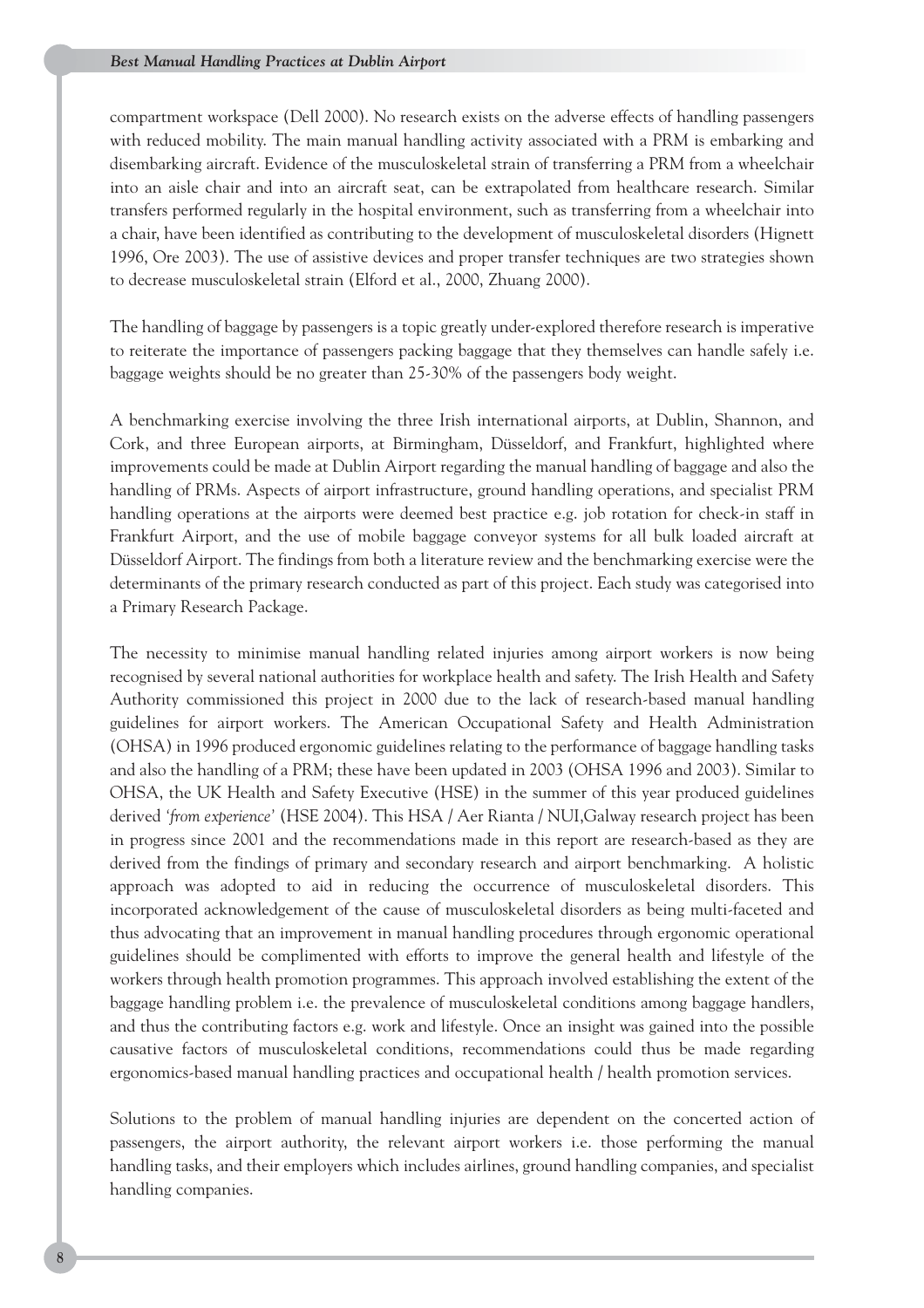compartment workspace (Dell 2000). No research exists on the adverse effects of handling passengers with reduced mobility. The main manual handling activity associated with a PRM is embarking and disembarking aircraft. Evidence of the musculoskeletal strain of transferring a PRM from a wheelchair into an aisle chair and into an aircraft seat, can be extrapolated from healthcare research. Similar transfers performed regularly in the hospital environment, such as transferring from a wheelchair into a chair, have been identified as contributing to the development of musculoskeletal disorders (Hignett 1996, Ore 2003). The use of assistive devices and proper transfer techniques are two strategies shown to decrease musculoskeletal strain (Elford et al., 2000, Zhuang 2000).

The handling of baggage by passengers is a topic greatly under-explored therefore research is imperative to reiterate the importance of passengers packing baggage that they themselves can handle safely i.e. baggage weights should be no greater than 25-30% of the passengers body weight.

A benchmarking exercise involving the three Irish international airports, at Dublin, Shannon, and Cork, and three European airports, at Birmingham, Düsseldorf, and Frankfurt, highlighted where improvements could be made at Dublin Airport regarding the manual handling of baggage and also the handling of PRMs. Aspects of airport infrastructure, ground handling operations, and specialist PRM handling operations at the airports were deemed best practice e.g. job rotation for check-in staff in Frankfurt Airport, and the use of mobile baggage conveyor systems for all bulk loaded aircraft at Düsseldorf Airport. The findings from both a literature review and the benchmarking exercise were the determinants of the primary research conducted as part of this project. Each study was categorised into a Primary Research Package.

The necessity to minimise manual handling related injuries among airport workers is now being recognised by several national authorities for workplace health and safety. The Irish Health and Safety Authority commissioned this project in 2000 due to the lack of research-based manual handling guidelines for airport workers. The American Occupational Safety and Health Administration (OHSA) in 1996 produced ergonomic guidelines relating to the performance of baggage handling tasks and also the handling of a PRM; these have been updated in 2003 (OHSA 1996 and 2003). Similar to OHSA, the UK Health and Safety Executive (HSE) in the summer of this year produced guidelines derived *'from experience'* (HSE 2004). This HSA / Aer Rianta / NUI,Galway research project has been in progress since 2001 and the recommendations made in this report are research-based as they are derived from the findings of primary and secondary research and airport benchmarking. A holistic approach was adopted to aid in reducing the occurrence of musculoskeletal disorders. This incorporated acknowledgement of the cause of musculoskeletal disorders as being multi-faceted and thus advocating that an improvement in manual handling procedures through ergonomic operational guidelines should be complimented with efforts to improve the general health and lifestyle of the workers through health promotion programmes. This approach involved establishing the extent of the baggage handling problem i.e. the prevalence of musculoskeletal conditions among baggage handlers, and thus the contributing factors e.g. work and lifestyle. Once an insight was gained into the possible causative factors of musculoskeletal conditions, recommendations could thus be made regarding ergonomics-based manual handling practices and occupational health / health promotion services.

Solutions to the problem of manual handling injuries are dependent on the concerted action of passengers, the airport authority, the relevant airport workers i.e. those performing the manual handling tasks, and their employers which includes airlines, ground handling companies, and specialist handling companies.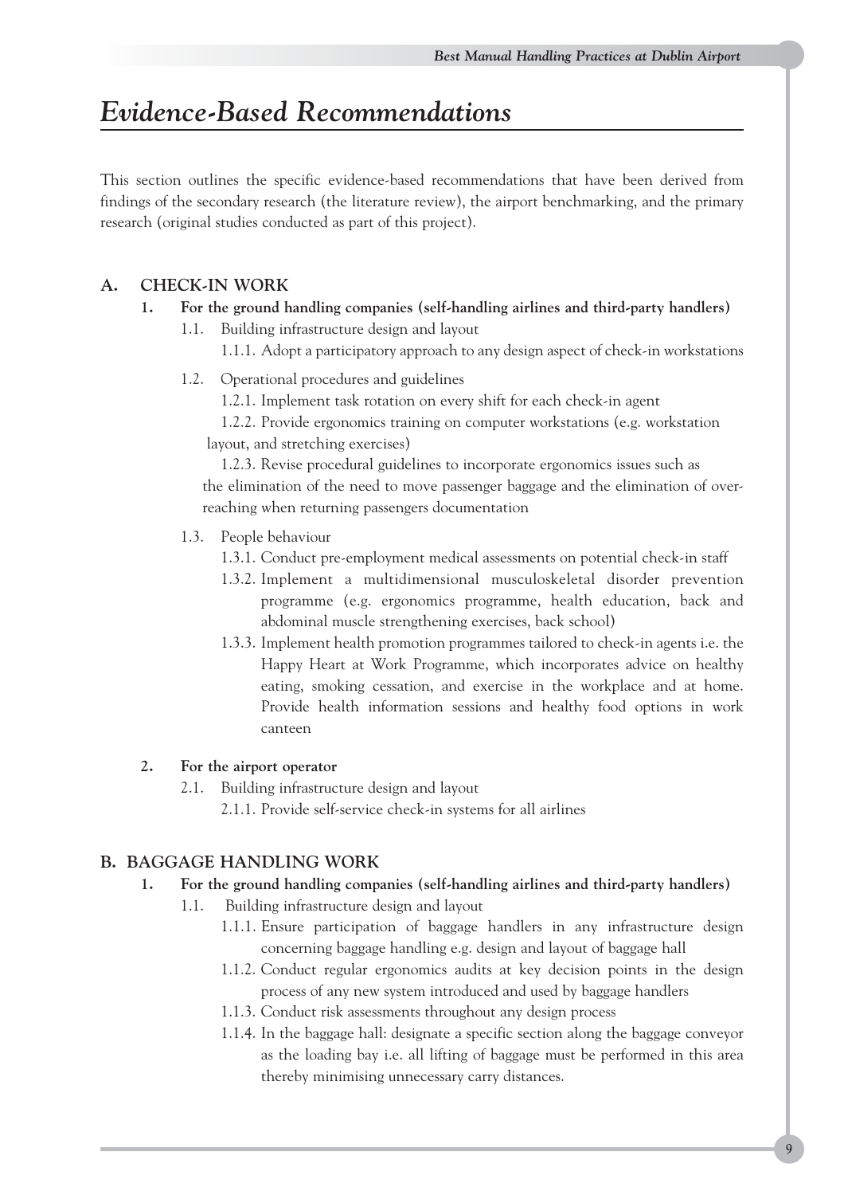# *Evidence-Based Recommendations*

This section outlines the specific evidence-based recommendations that have been derived from findings of the secondary research (the literature review), the airport benchmarking, and the primary research (original studies conducted as part of this project).

## A. CHECK-IN WORK

**1. For the ground handling companies (self-handling airlines and third-party handlers)**

1.1. Building infrastructure design and layout

1.1.1. Adopt a participatory approach to any design aspect of check-in workstations

1.2. Operational procedures and guidelines

1.2.1. Implement task rotation on every shift for each check-in agent

1.2.2. Provide ergonomics training on computer workstations (e.g. workstation layout, and stretching exercises)

1.2.3. Revise procedural guidelines to incorporate ergonomics issues such as the elimination of the need to move passenger baggage and the elimination of over-reaching when returning passengers documentation

1.3. People behaviour

1.3.1. Conduct pre-employment medical assessments on potential check-in staff

1.3.2. Implement a multidimensional musculoskeletal disorder prevention programme (e.g. ergonomics programme, health education, back and abdominal muscle strengthening exercises, back school)

1.3.3. Implement health promotion programmes tailored to check-in agents i.e. the Happy Heart at Work Programme, which incorporates advice on healthy eating, smoking cessation, and exercise in the workplace and at home. Provide health information sessions and healthy food options in work canteen

**2. For the airport operator**

2.1. Building infrastructure design and layout

2.1.1. Provide self-service check-in systems for all airlines

## B. BAGGAGE HANDLING WORK

**1. For the ground handling companies (self-handling airlines and third-party handlers)**

1.1. Building infrastructure design and layout

1.1.1. Ensure participation of baggage handlers in any infrastructure design concerning baggage handling e.g. design and layout of baggage hall

1.1.2. Conduct regular ergonomics audits at key decision points in the design process of any new system introduced and used by baggage handlers

1.1.3. Conduct risk assessments throughout any design process

1.1.4. In the baggage hall: designate a specific section along the baggage conveyor as the loading bay i.e. all lifting of baggage must be performed in this area thereby minimising unnecessary carry distances.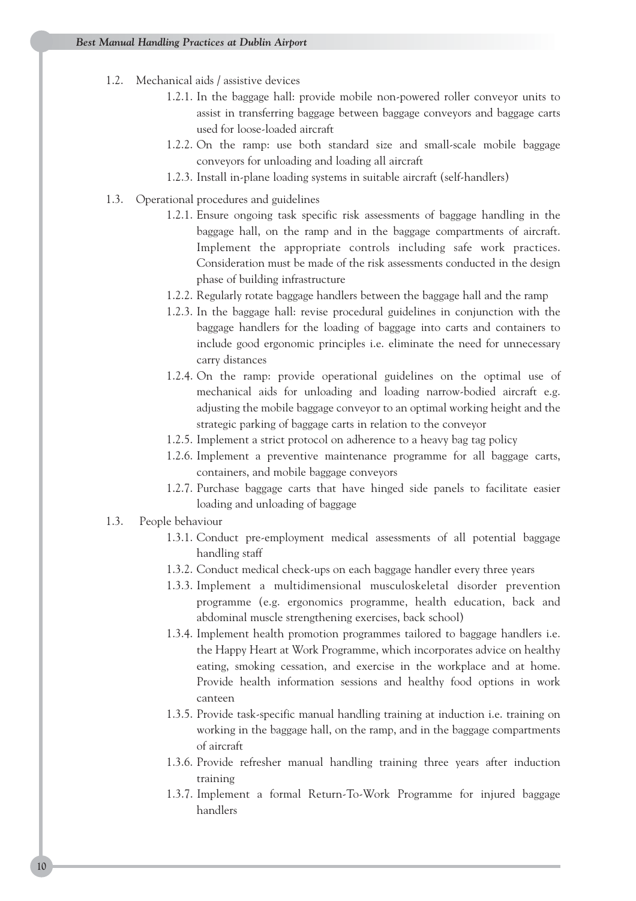1.2. Mechanical aids / assistive devices

- 1.2.1. In the baggage hall: provide mobile non-powered roller conveyor units to assist in transferring baggage between baggage conveyors and baggage carts used for loose-loaded aircraft
- 1.2.2. On the ramp: use both standard size and small-scale mobile baggage conveyors for unloading and loading all aircraft
- 1.2.3. Install in-plane loading systems in suitable aircraft (self-handlers)

1.3. Operational procedures and guidelines

- 1.2.1. Ensure ongoing task specific risk assessments of baggage handling in the baggage hall, on the ramp and in the baggage compartments of aircraft. Implement the appropriate controls including safe work practices. Consideration must be made of the risk assessments conducted in the design phase of building infrastructure
- 1.2.2. Regularly rotate baggage handlers between the baggage hall and the ramp
- 1.2.3. In the baggage hall: revise procedural guidelines in conjunction with the baggage handlers for the loading of baggage into carts and containers to include good ergonomic principles i.e. eliminate the need for unnecessary carry distances
- 1.2.4. On the ramp: provide operational guidelines on the optimal use of mechanical aids for unloading and loading narrow-bodied aircraft e.g. adjusting the mobile baggage conveyor to an optimal working height and the strategic parking of baggage carts in relation to the conveyor
- 1.2.5. Implement a strict protocol on adherence to a heavy bag tag policy
- 1.2.6. Implement a preventive maintenance programme for all baggage carts, containers, and mobile baggage conveyors
- 1.2.7. Purchase baggage carts that have hinged side panels to facilitate easier loading and unloading of baggage

1.3. People behaviour

- 1.3.1. Conduct pre-employment medical assessments of all potential baggage handling staff
- 1.3.2. Conduct medical check-ups on each baggage handler every three years
- 1.3.3. Implement a multidimensional musculoskeletal disorder prevention programme (e.g. ergonomics programme, health education, back and abdominal muscle strengthening exercises, back school)
- 1.3.4. Implement health promotion programmes tailored to baggage handlers i.e. the Happy Heart at Work Programme, which incorporates advice on healthy eating, smoking cessation, and exercise in the workplace and at home. Provide health information sessions and healthy food options in work canteen
- 1.3.5. Provide task-specific manual handling training at induction i.e. training on working in the baggage hall, on the ramp, and in the baggage compartments of aircraft
- 1.3.6. Provide refresher manual handling training three years after induction training
- 1.3.7. Implement a formal Return-To-Work Programme for injured baggage handlers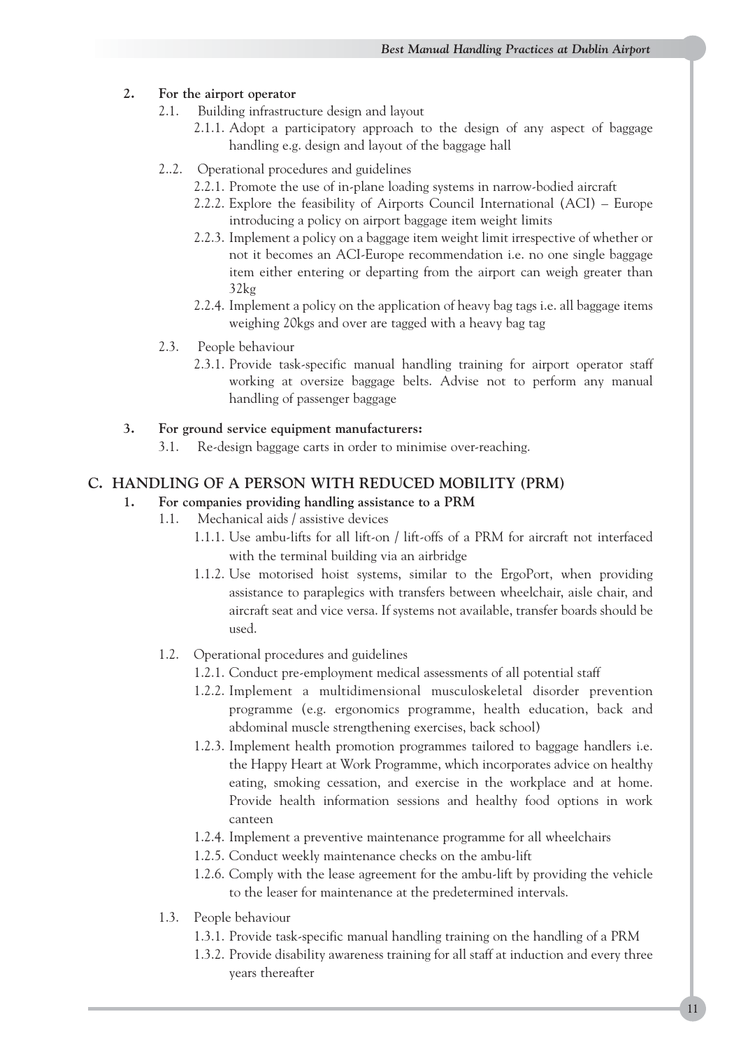**2. For the airport operator**

- 2.1. Building infrastructure design and layout
  - 2.1.1. Adopt a participatory approach to the design of any aspect of baggage handling e.g. design and layout of the baggage hall
- 2..2. Operational procedures and guidelines
  - 2.2.1. Promote the use of in-plane loading systems in narrow-bodied aircraft
  - 2.2.2. Explore the feasibility of Airports Council International (ACI) – Europe introducing a policy on airport baggage item weight limits
  - 2.2.3. Implement a policy on a baggage item weight limit irrespective of whether or not it becomes an ACI-Europe recommendation i.e. no one single baggage item either entering or departing from the airport can weigh greater than 32kg
  - 2.2.4. Implement a policy on the application of heavy bag tags i.e. all baggage items weighing 20kgs and over are tagged with a heavy bag tag
- 2.3. People behaviour
  - 2.3.1. Provide task-specific manual handling training for airport operator staff working at oversize baggage belts. Advise not to perform any manual handling of passenger baggage

**3. For ground service equipment manufacturers:**

- 3.1. Re-design baggage carts in order to minimise over-reaching.

## C. HANDLING OF A PERSON WITH REDUCED MOBILITY (PRM)

**1. For companies providing handling assistance to a PRM**

- 1.1. Mechanical aids / assistive devices
  - 1.1.1. Use ambu-lifts for all lift-on / lift-offs of a PRM for aircraft not interfaced with the terminal building via an airbridge
  - 1.1.2. Use motorised hoist systems, similar to the ErgoPort, when providing assistance to paraplegics with transfers between wheelchair, aisle chair, and aircraft seat and vice versa. If systems not available, transfer boards should be used.
- 1.2. Operational procedures and guidelines
  - 1.2.1. Conduct pre-employment medical assessments of all potential staff
  - 1.2.2. Implement a multidimensional musculoskeletal disorder prevention programme (e.g. ergonomics programme, health education, back and abdominal muscle strengthening exercises, back school)
  - 1.2.3. Implement health promotion programmes tailored to baggage handlers i.e. the Happy Heart at Work Programme, which incorporates advice on healthy eating, smoking cessation, and exercise in the workplace and at home. Provide health information sessions and healthy food options in work canteen
  - 1.2.4. Implement a preventive maintenance programme for all wheelchairs
  - 1.2.5. Conduct weekly maintenance checks on the ambu-lift
  - 1.2.6. Comply with the lease agreement for the ambu-lift by providing the vehicle to the leaser for maintenance at the predetermined intervals.
- 1.3. People behaviour
  - 1.3.1. Provide task-specific manual handling training on the handling of a PRM
  - 1.3.2. Provide disability awareness training for all staff at induction and every three years thereafter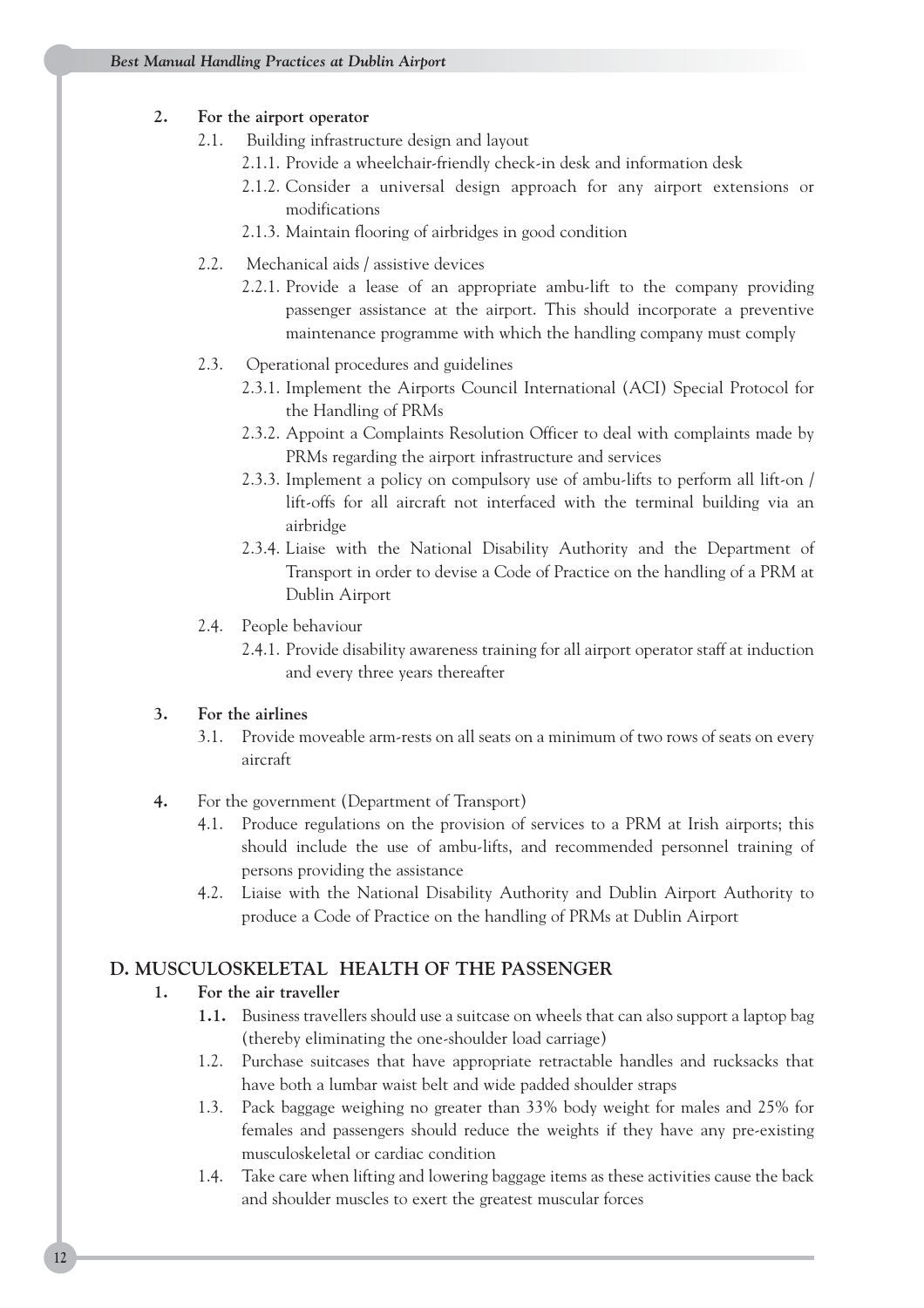2. **For the airport operator**
    - 2.1. Building infrastructure design and layout
        - 2.1.1. Provide a wheelchair-friendly check-in desk and information desk
        - 2.1.2. Consider a universal design approach for any airport extensions or modifications
        - 2.1.3. Maintain flooring of airbridges in good condition
    - 2.2. Mechanical aids / assistive devices
        - 2.2.1. Provide a lease of an appropriate ambu-lift to the company providing passenger assistance at the airport. This should incorporate a preventive maintenance programme with which the handling company must comply
    - 2.3. Operational procedures and guidelines
        - 2.3.1. Implement the Airports Council International (ACI) Special Protocol for the Handling of PRMs
        - 2.3.2. Appoint a Complaints Resolution Officer to deal with complaints made by PRMs regarding the airport infrastructure and services
        - 2.3.3. Implement a policy on compulsory use of ambu-lifts to perform all lift-on / lift-offs for all aircraft not interfaced with the terminal building via an airbridge
        - 2.3.4. Liaise with the National Disability Authority and the Department of Transport in order to devise a Code of Practice on the handling of a PRM at Dublin Airport
    - 2.4. People behaviour
        - 2.4.1. Provide disability awareness training for all airport operator staff at induction and every three years thereafter

3. **For the airlines**
    - 3.1. Provide moveable arm-rests on all seats on a minimum of two rows of seats on every aircraft

4. For the government (Department of Transport)
    - 4.1. Produce regulations on the provision of services to a PRM at Irish airports; this should include the use of ambu-lifts, and recommended personnel training of persons providing the assistance
    - 4.2. Liaise with the National Disability Authority and Dublin Airport Authority to produce a Code of Practice on the handling of PRMs at Dublin Airport

## D. MUSCULOSKELETAL HEALTH OF THE PASSENGER

1. **For the air traveller**
    - **1.1.** Business travellers should use a suitcase on wheels that can also support a laptop bag (thereby eliminating the one-shoulder load carriage)
    - 1.2. Purchase suitcases that have appropriate retractable handles and rucksacks that have both a lumbar waist belt and wide padded shoulder straps
    - 1.3. Pack baggage weighing no greater than 33% body weight for males and 25% for females and passengers should reduce the weights if they have any pre-existing musculoskeletal or cardiac condition
    - 1.4. Take care when lifting and lowering baggage items as these activities cause the back and shoulder muscles to exert the greatest muscular forces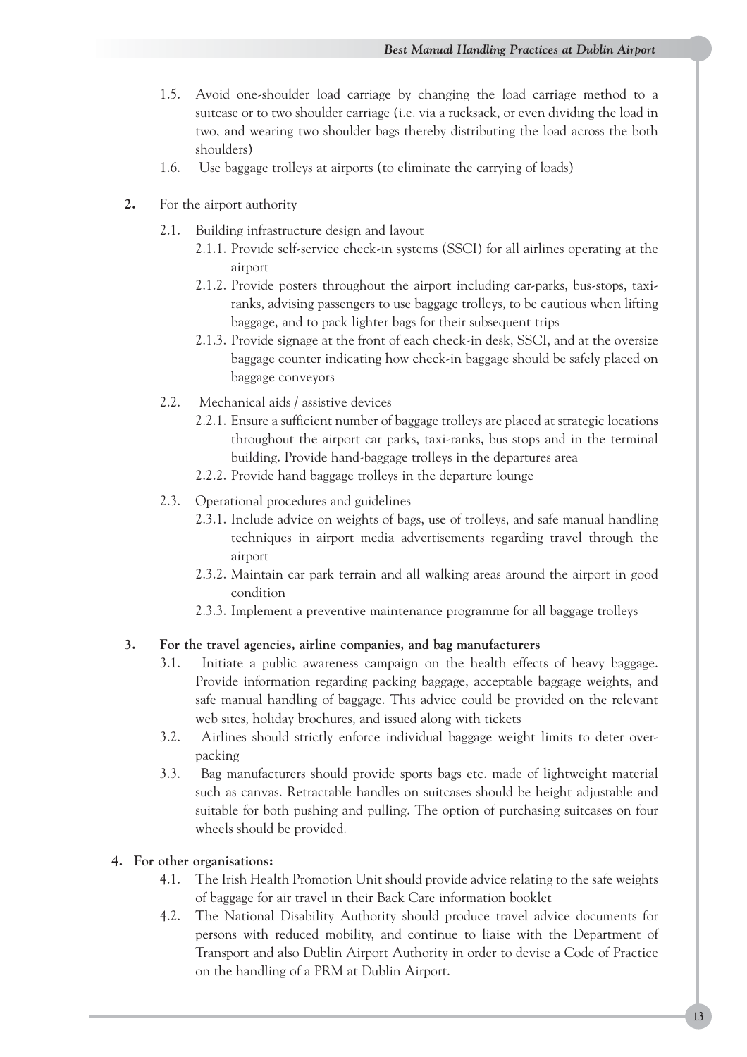1.5. Avoid one-shoulder load carriage by changing the load carriage method to a suitcase or to two shoulder carriage (i.e. via a rucksack, or even dividing the load in two, and wearing two shoulder bags thereby distributing the load across the both shoulders)

1.6. Use baggage trolleys at airports (to eliminate the carrying of loads)

**2.** For the airport authority

2.1. Building infrastructure design and layout

2.1.1. Provide self-service check-in systems (SSCI) for all airlines operating at the airport

2.1.2. Provide posters throughout the airport including car-parks, bus-stops, taxi-ranks, advising passengers to use baggage trolleys, to be cautious when lifting baggage, and to pack lighter bags for their subsequent trips

2.1.3. Provide signage at the front of each check-in desk, SSCI, and at the oversize baggage counter indicating how check-in baggage should be safely placed on baggage conveyors

2.2. Mechanical aids / assistive devices

2.2.1. Ensure a sufficient number of baggage trolleys are placed at strategic locations throughout the airport car parks, taxi-ranks, bus stops and in the terminal building. Provide hand-baggage trolleys in the departures area

2.2.2. Provide hand baggage trolleys in the departure lounge

2.3. Operational procedures and guidelines

2.3.1. Include advice on weights of bags, use of trolleys, and safe manual handling techniques in airport media advertisements regarding travel through the airport

2.3.2. Maintain car park terrain and all walking areas around the airport in good condition

2.3.3. Implement a preventive maintenance programme for all baggage trolleys

**3. For the travel agencies, airline companies, and bag manufacturers**

3.1. Initiate a public awareness campaign on the health effects of heavy baggage. Provide information regarding packing baggage, acceptable baggage weights, and safe manual handling of baggage. This advice could be provided on the relevant web sites, holiday brochures, and issued along with tickets

3.2. Airlines should strictly enforce individual baggage weight limits to deter over-packing

3.3. Bag manufacturers should provide sports bags etc. made of lightweight material such as canvas. Retractable handles on suitcases should be height adjustable and suitable for both pushing and pulling. The option of purchasing suitcases on four wheels should be provided.

**4. For other organisations:**

4.1. The Irish Health Promotion Unit should provide advice relating to the safe weights of baggage for air travel in their Back Care information booklet

4.2. The National Disability Authority should produce travel advice documents for persons with reduced mobility, and continue to liaise with the Department of Transport and also Dublin Airport Authority in order to devise a Code of Practice on the handling of a PRM at Dublin Airport.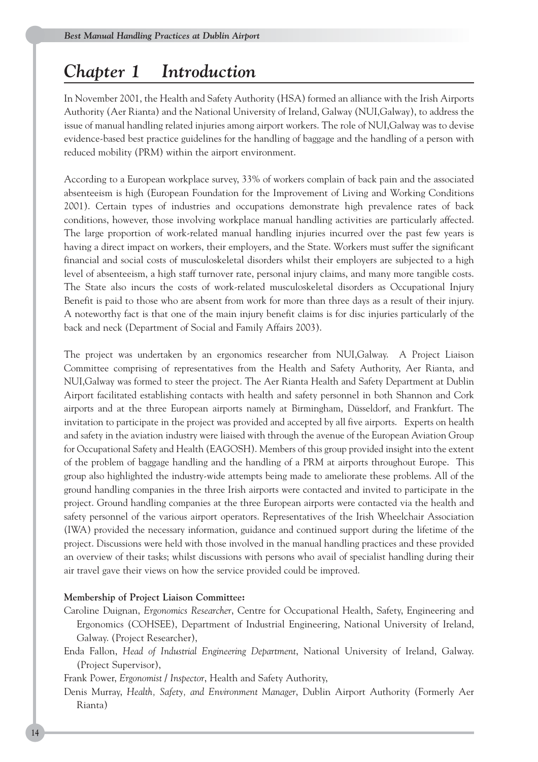# *Chapter 1 Introduction*

In November 2001, the Health and Safety Authority (HSA) formed an alliance with the Irish Airports Authority (Aer Rianta) and the National University of Ireland, Galway (NUI,Galway), to address the issue of manual handling related injuries among airport workers. The role of NUI,Galway was to devise evidence-based best practice guidelines for the handling of baggage and the handling of a person with reduced mobility (PRM) within the airport environment.

According to a European workplace survey, 33% of workers complain of back pain and the associated absenteeism is high (European Foundation for the Improvement of Living and Working Conditions 2001). Certain types of industries and occupations demonstrate high prevalence rates of back conditions, however, those involving workplace manual handling activities are particularly affected. The large proportion of work-related manual handling injuries incurred over the past few years is having a direct impact on workers, their employers, and the State. Workers must suffer the significant financial and social costs of musculoskeletal disorders whilst their employers are subjected to a high level of absenteeism, a high staff turnover rate, personal injury claims, and many more tangible costs. The State also incurs the costs of work-related musculoskeletal disorders as Occupational Injury Benefit is paid to those who are absent from work for more than three days as a result of their injury. A noteworthy fact is that one of the main injury benefit claims is for disc injuries particularly of the back and neck (Department of Social and Family Affairs 2003).

The project was undertaken by an ergonomics researcher from NUI,Galway. A Project Liaison Committee comprising of representatives from the Health and Safety Authority, Aer Rianta, and NUI,Galway was formed to steer the project. The Aer Rianta Health and Safety Department at Dublin Airport facilitated establishing contacts with health and safety personnel in both Shannon and Cork airports and at the three European airports namely at Birmingham, Düsseldorf, and Frankfurt. The invitation to participate in the project was provided and accepted by all five airports. Experts on health and safety in the aviation industry were liaised with through the avenue of the European Aviation Group for Occupational Safety and Health (EAGOSH). Members of this group provided insight into the extent of the problem of baggage handling and the handling of a PRM at airports throughout Europe. This group also highlighted the industry-wide attempts being made to ameliorate these problems. All of the ground handling companies in the three Irish airports were contacted and invited to participate in the project. Ground handling companies at the three European airports were contacted via the health and safety personnel of the various airport operators. Representatives of the Irish Wheelchair Association (IWA) provided the necessary information, guidance and continued support during the lifetime of the project. Discussions were held with those involved in the manual handling practices and these provided an overview of their tasks; whilst discussions with persons who avail of specialist handling during their air travel gave their views on how the service provided could be improved.

**Membership of Project Liaison Committee:**

Caroline Duignan, *Ergonomics Researcher*, Centre for Occupational Health, Safety, Engineering and Ergonomics (COHSEE), Department of Industrial Engineering, National University of Ireland, Galway. (Project Researcher),

Enda Fallon, *Head of Industrial Engineering Department*, National University of Ireland, Galway. (Project Supervisor),

Frank Power, *Ergonomist / Inspector*, Health and Safety Authority,

Denis Murray, *Health, Safety, and Environment Manager*, Dublin Airport Authority (Formerly Aer Rianta)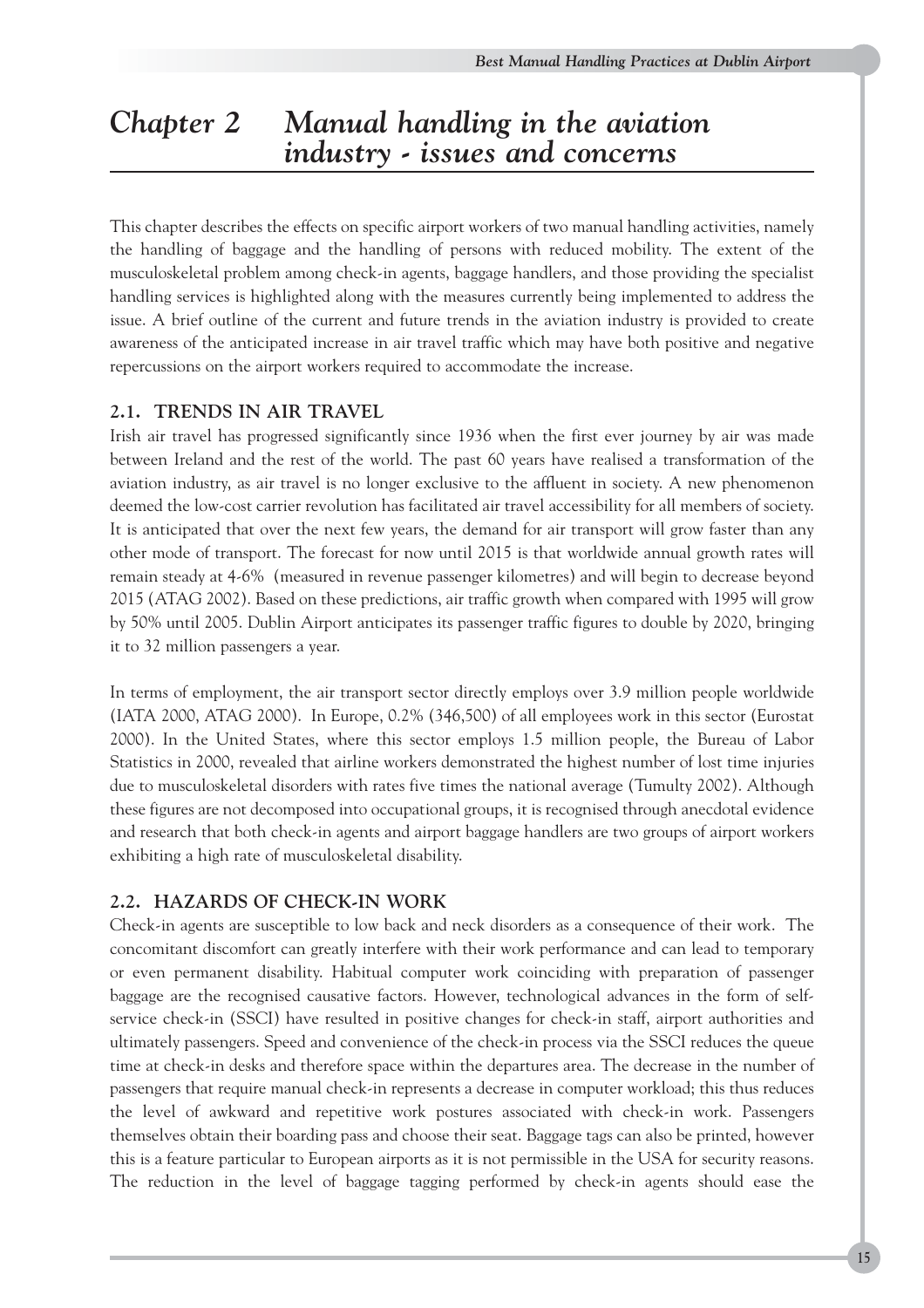# Chapter 2 Manual handling in the aviation industry - issues and concerns

This chapter describes the effects on specific airport workers of two manual handling activities, namely the handling of baggage and the handling of persons with reduced mobility. The extent of the musculoskeletal problem among check-in agents, baggage handlers, and those providing the specialist handling services is highlighted along with the measures currently being implemented to address the issue. A brief outline of the current and future trends in the aviation industry is provided to create awareness of the anticipated increase in air travel traffic which may have both positive and negative repercussions on the airport workers required to accommodate the increase.

## 2.1. TRENDS IN AIR TRAVEL

Irish air travel has progressed significantly since 1936 when the first ever journey by air was made between Ireland and the rest of the world. The past 60 years have realised a transformation of the aviation industry, as air travel is no longer exclusive to the affluent in society. A new phenomenon deemed the low-cost carrier revolution has facilitated air travel accessibility for all members of society. It is anticipated that over the next few years, the demand for air transport will grow faster than any other mode of transport. The forecast for now until 2015 is that worldwide annual growth rates will remain steady at 4-6% (measured in revenue passenger kilometres) and will begin to decrease beyond 2015 (ATAG 2002). Based on these predictions, air traffic growth when compared with 1995 will grow by 50% until 2005. Dublin Airport anticipates its passenger traffic figures to double by 2020, bringing it to 32 million passengers a year.

In terms of employment, the air transport sector directly employs over 3.9 million people worldwide (IATA 2000, ATAG 2000). In Europe, 0.2% (346,500) of all employees work in this sector (Eurostat 2000). In the United States, where this sector employs 1.5 million people, the Bureau of Labor Statistics in 2000, revealed that airline workers demonstrated the highest number of lost time injuries due to musculoskeletal disorders with rates five times the national average (Tumulty 2002). Although these figures are not decomposed into occupational groups, it is recognised through anecdotal evidence and research that both check-in agents and airport baggage handlers are two groups of airport workers exhibiting a high rate of musculoskeletal disability.

## 2.2. HAZARDS OF CHECK-IN WORK

Check-in agents are susceptible to low back and neck disorders as a consequence of their work. The concomitant discomfort can greatly interfere with their work performance and can lead to temporary or even permanent disability. Habitual computer work coinciding with preparation of passenger baggage are the recognised causative factors. However, technological advances in the form of self-service check-in (SSCI) have resulted in positive changes for check-in staff, airport authorities and ultimately passengers. Speed and convenience of the check-in process via the SSCI reduces the queue time at check-in desks and therefore space within the departures area. The decrease in the number of passengers that require manual check-in represents a decrease in computer workload; this thus reduces the level of awkward and repetitive work postures associated with check-in work. Passengers themselves obtain their boarding pass and choose their seat. Baggage tags can also be printed, however this is a feature particular to European airports as it is not permissible in the USA for security reasons. The reduction in the level of baggage tagging performed by check-in agents should ease the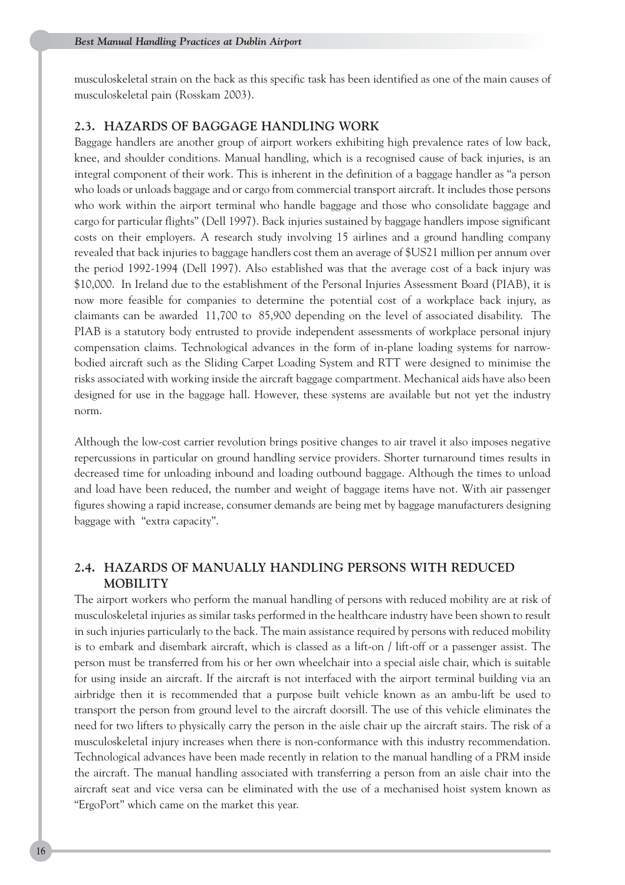musculoskeletal strain on the back as this specific task has been identified as one of the main causes of musculoskeletal pain (Rosskam 2003).

## 2.3. HAZARDS OF BAGGAGE HANDLING WORK

Baggage handlers are another group of airport workers exhibiting high prevalence rates of low back, knee, and shoulder conditions. Manual handling, which is a recognised cause of back injuries, is an integral component of their work. This is inherent in the definition of a baggage handler as "a person who loads or unloads baggage and or cargo from commercial transport aircraft. It includes those persons who work within the airport terminal who handle baggage and those who consolidate baggage and cargo for particular flights" (Dell 1997). Back injuries sustained by baggage handlers impose significant costs on their employers. A research study involving 15 airlines and a ground handling company revealed that back injuries to baggage handlers cost them an average of $US21 million per annum over the period 1992-1994 (Dell 1997). Also established was that the average cost of a back injury was $10,000. In Ireland due to the establishment of the Personal Injuries Assessment Board (PIAB), it is now more feasible for companies to determine the potential cost of a workplace back injury, as claimants can be awarded 11,700 to 85,900 depending on the level of associated disability. The PIAB is a statutory body entrusted to provide independent assessments of workplace personal injury compensation claims. Technological advances in the form of in-plane loading systems for narrow-bodied aircraft such as the Sliding Carpet Loading System and RTT were designed to minimise the risks associated with working inside the aircraft baggage compartment. Mechanical aids have also been designed for use in the baggage hall. However, these systems are available but not yet the industry norm.

Although the low-cost carrier revolution brings positive changes to air travel it also imposes negative repercussions in particular on ground handling service providers. Shorter turnaround times results in decreased time for unloading inbound and loading outbound baggage. Although the times to unload and load have been reduced, the number and weight of baggage items have not. With air passenger figures showing a rapid increase, consumer demands are being met by baggage manufacturers designing baggage with "extra capacity".

## 2.4. HAZARDS OF MANUALLY HANDLING PERSONS WITH REDUCED MOBILITY

The airport workers who perform the manual handling of persons with reduced mobility are at risk of musculoskeletal injuries as similar tasks performed in the healthcare industry have been shown to result in such injuries particularly to the back. The main assistance required by persons with reduced mobility is to embark and disembark aircraft, which is classed as a lift-on / lift-off or a passenger assist. The person must be transferred from his or her own wheelchair into a special aisle chair, which is suitable for using inside an aircraft. If the aircraft is not interfaced with the airport terminal building via an airbridge then it is recommended that a purpose built vehicle known as an ambu-lift be used to transport the person from ground level to the aircraft doorsill. The use of this vehicle eliminates the need for two lifters to physically carry the person in the aisle chair up the aircraft stairs. The risk of a musculoskeletal injury increases when there is non-conformance with this industry recommendation. Technological advances have been made recently in relation to the manual handling of a PRM inside the aircraft. The manual handling associated with transferring a person from an aisle chair into the aircraft seat and vice versa can be eliminated with the use of a mechanised hoist system known as "ErgoPort" which came on the market this year.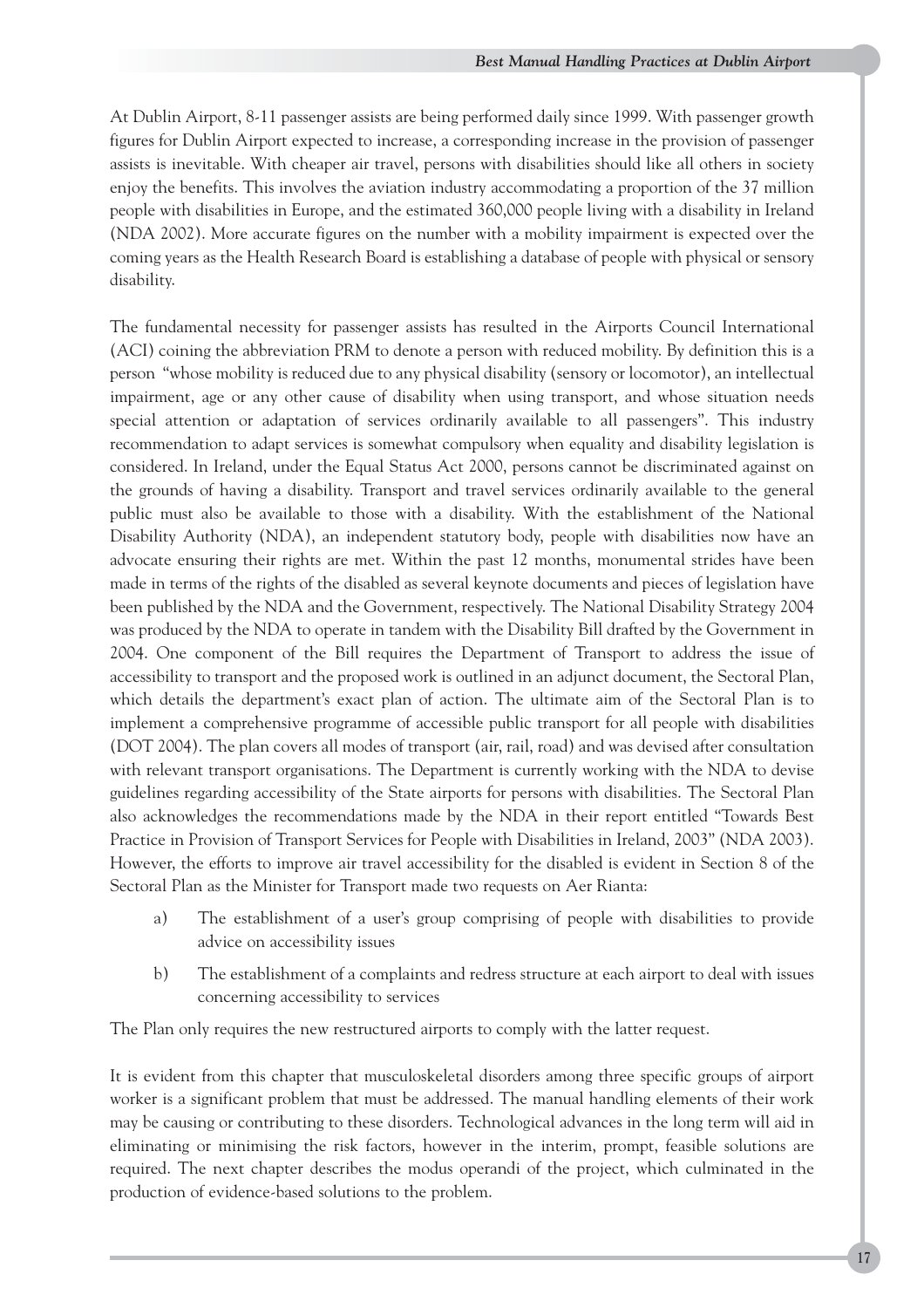At Dublin Airport, 8-11 passenger assists are being performed daily since 1999. With passenger growth figures for Dublin Airport expected to increase, a corresponding increase in the provision of passenger assists is inevitable. With cheaper air travel, persons with disabilities should like all others in society enjoy the benefits. This involves the aviation industry accommodating a proportion of the 37 million people with disabilities in Europe, and the estimated 360,000 people living with a disability in Ireland (NDA 2002). More accurate figures on the number with a mobility impairment is expected over the coming years as the Health Research Board is establishing a database of people with physical or sensory disability.

The fundamental necessity for passenger assists has resulted in the Airports Council International (ACI) coining the abbreviation PRM to denote a person with reduced mobility. By definition this is a person "whose mobility is reduced due to any physical disability (sensory or locomotor), an intellectual impairment, age or any other cause of disability when using transport, and whose situation needs special attention or adaptation of services ordinarily available to all passengers". This industry recommendation to adapt services is somewhat compulsory when equality and disability legislation is considered. In Ireland, under the Equal Status Act 2000, persons cannot be discriminated against on the grounds of having a disability. Transport and travel services ordinarily available to the general public must also be available to those with a disability. With the establishment of the National Disability Authority (NDA), an independent statutory body, people with disabilities now have an advocate ensuring their rights are met. Within the past 12 months, monumental strides have been made in terms of the rights of the disabled as several keynote documents and pieces of legislation have been published by the NDA and the Government, respectively. The National Disability Strategy 2004 was produced by the NDA to operate in tandem with the Disability Bill drafted by the Government in 2004. One component of the Bill requires the Department of Transport to address the issue of accessibility to transport and the proposed work is outlined in an adjunct document, the Sectoral Plan, which details the department's exact plan of action. The ultimate aim of the Sectoral Plan is to implement a comprehensive programme of accessible public transport for all people with disabilities (DOT 2004). The plan covers all modes of transport (air, rail, road) and was devised after consultation with relevant transport organisations. The Department is currently working with the NDA to devise guidelines regarding accessibility of the State airports for persons with disabilities. The Sectoral Plan also acknowledges the recommendations made by the NDA in their report entitled "Towards Best Practice in Provision of Transport Services for People with Disabilities in Ireland, 2003" (NDA 2003). However, the efforts to improve air travel accessibility for the disabled is evident in Section 8 of the Sectoral Plan as the Minister for Transport made two requests on Aer Rianta:

a) The establishment of a user's group comprising of people with disabilities to provide advice on accessibility issues

b) The establishment of a complaints and redress structure at each airport to deal with issues concerning accessibility to services

The Plan only requires the new restructured airports to comply with the latter request.

It is evident from this chapter that musculoskeletal disorders among three specific groups of airport worker is a significant problem that must be addressed. The manual handling elements of their work may be causing or contributing to these disorders. Technological advances in the long term will aid in eliminating or minimising the risk factors, however in the interim, prompt, feasible solutions are required. The next chapter describes the modus operandi of the project, which culminated in the production of evidence-based solutions to the problem.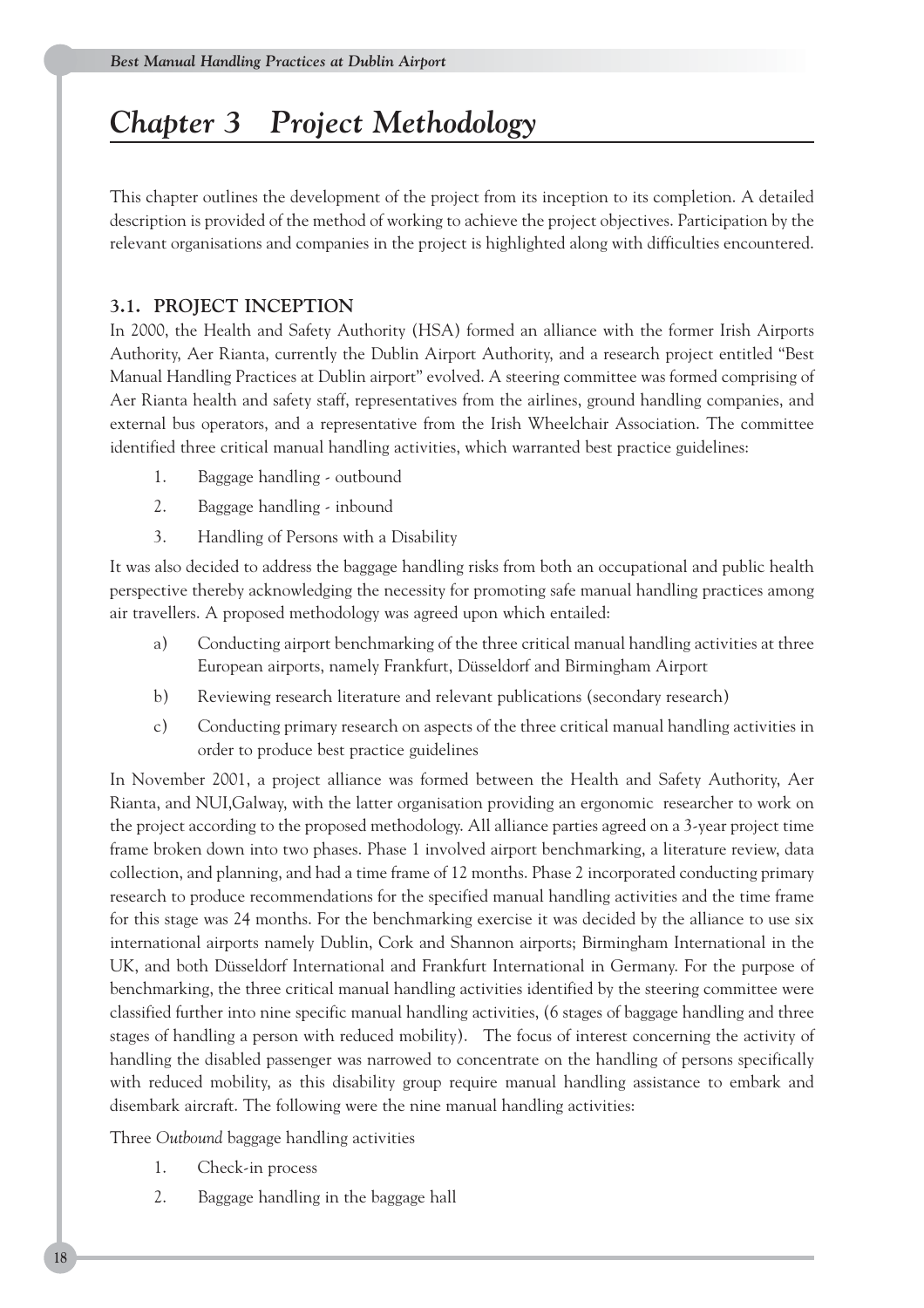# *Chapter 3 Project Methodology*

This chapter outlines the development of the project from its inception to its completion. A detailed description is provided of the method of working to achieve the project objectives. Participation by the relevant organisations and companies in the project is highlighted along with difficulties encountered.

## 3.1. PROJECT INCEPTION

In 2000, the Health and Safety Authority (HSA) formed an alliance with the former Irish Airports Authority, Aer Rianta, currently the Dublin Airport Authority, and a research project entitled "Best Manual Handling Practices at Dublin airport" evolved. A steering committee was formed comprising of Aer Rianta health and safety staff, representatives from the airlines, ground handling companies, and external bus operators, and a representative from the Irish Wheelchair Association. The committee identified three critical manual handling activities, which warranted best practice guidelines:

1. Baggage handling - outbound
2. Baggage handling - inbound
3. Handling of Persons with a Disability

It was also decided to address the baggage handling risks from both an occupational and public health perspective thereby acknowledging the necessity for promoting safe manual handling practices among air travellers. A proposed methodology was agreed upon which entailed:

a) Conducting airport benchmarking of the three critical manual handling activities at three European airports, namely Frankfurt, Düsseldorf and Birmingham Airport

b) Reviewing research literature and relevant publications (secondary research)

c) Conducting primary research on aspects of the three critical manual handling activities in order to produce best practice guidelines

In November 2001, a project alliance was formed between the Health and Safety Authority, Aer Rianta, and NUI,Galway, with the latter organisation providing an ergonomic researcher to work on the project according to the proposed methodology. All alliance parties agreed on a 3-year project time frame broken down into two phases. Phase 1 involved airport benchmarking, a literature review, data collection, and planning, and had a time frame of 12 months. Phase 2 incorporated conducting primary research to produce recommendations for the specified manual handling activities and the time frame for this stage was 24 months. For the benchmarking exercise it was decided by the alliance to use six international airports namely Dublin, Cork and Shannon airports; Birmingham International in the UK, and both Düsseldorf International and Frankfurt International in Germany. For the purpose of benchmarking, the three critical manual handling activities identified by the steering committee were classified further into nine specific manual handling activities, (6 stages of baggage handling and three stages of handling a person with reduced mobility). The focus of interest concerning the activity of handling the disabled passenger was narrowed to concentrate on the handling of persons specifically with reduced mobility, as this disability group require manual handling assistance to embark and disembark aircraft. The following were the nine manual handling activities:

Three *Outbound* baggage handling activities

1. Check-in process
2. Baggage handling in the baggage hall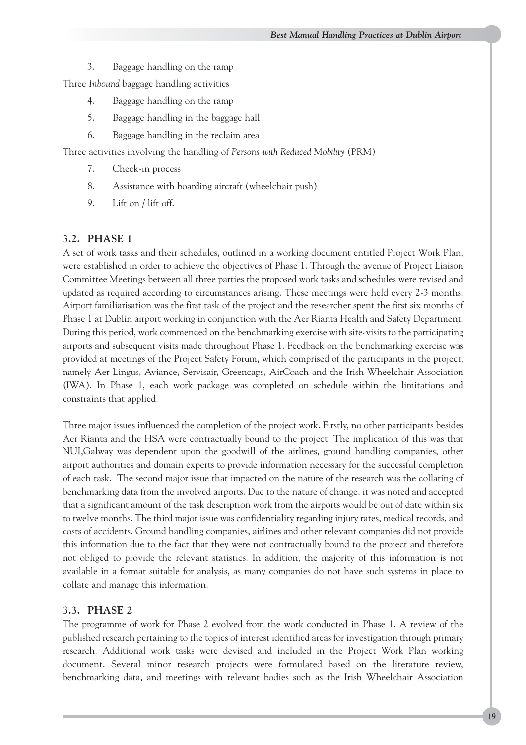3. Baggage handling on the ramp

Three *Inbound* baggage handling activities

4. Baggage handling on the ramp
5. Baggage handling in the baggage hall
6. Baggage handling in the reclaim area

Three activities involving the handling of *Persons with Reduced Mobility* (PRM)

7. Check-in process
8. Assistance with boarding aircraft (wheelchair push)
9. Lift on / lift off.

## 3.2. PHASE 1

A set of work tasks and their schedules, outlined in a working document entitled Project Work Plan, were established in order to achieve the objectives of Phase 1. Through the avenue of Project Liaison Committee Meetings between all three parties the proposed work tasks and schedules were revised and updated as required according to circumstances arising. These meetings were held every 2-3 months. Airport familiarisation was the first task of the project and the researcher spent the first six months of Phase 1 at Dublin airport working in conjunction with the Aer Rianta Health and Safety Department. During this period, work commenced on the benchmarking exercise with site-visits to the participating airports and subsequent visits made throughout Phase 1. Feedback on the benchmarking exercise was provided at meetings of the Project Safety Forum, which comprised of the participants in the project, namely Aer Lingus, Aviance, Servisair, Greencaps, AirCoach and the Irish Wheelchair Association (IWA). In Phase 1, each work package was completed on schedule within the limitations and constraints that applied.

Three major issues influenced the completion of the project work. Firstly, no other participants besides Aer Rianta and the HSA were contractually bound to the project. The implication of this was that NUI,Galway was dependent upon the goodwill of the airlines, ground handling companies, other airport authorities and domain experts to provide information necessary for the successful completion of each task. The second major issue that impacted on the nature of the research was the collating of benchmarking data from the involved airports. Due to the nature of change, it was noted and accepted that a significant amount of the task description work from the airports would be out of date within six to twelve months. The third major issue was confidentiality regarding injury rates, medical records, and costs of accidents. Ground handling companies, airlines and other relevant companies did not provide this information due to the fact that they were not contractually bound to the project and therefore not obliged to provide the relevant statistics. In addition, the majority of this information is not available in a format suitable for analysis, as many companies do not have such systems in place to collate and manage this information.

## 3.3. PHASE 2

The programme of work for Phase 2 evolved from the work conducted in Phase 1. A review of the published research pertaining to the topics of interest identified areas for investigation through primary research. Additional work tasks were devised and included in the Project Work Plan working document. Several minor research projects were formulated based on the literature review, benchmarking data, and meetings with relevant bodies such as the Irish Wheelchair Association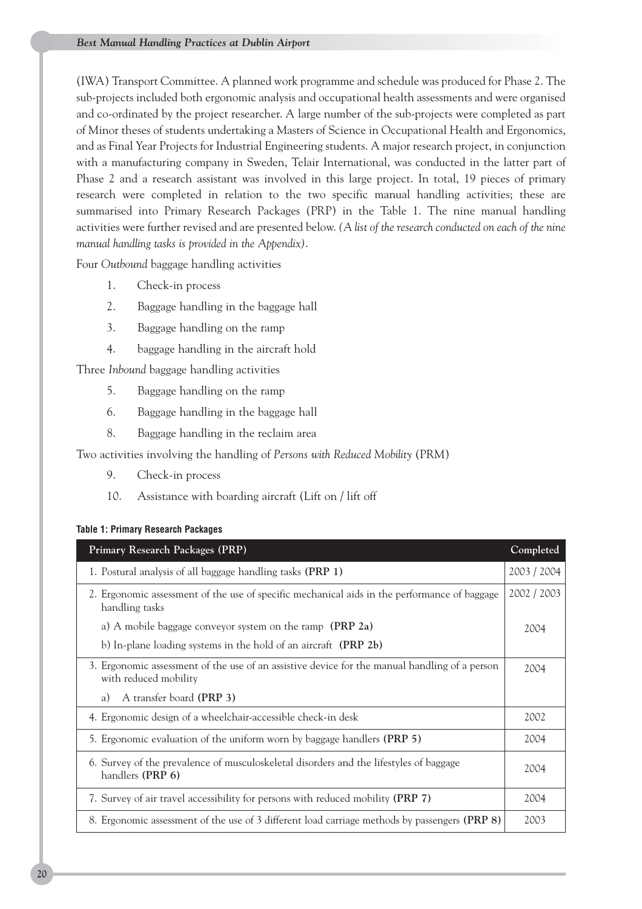(IWA) Transport Committee. A planned work programme and schedule was produced for Phase 2. The sub-projects included both ergonomic analysis and occupational health assessments and were organised and co-ordinated by the project researcher. A large number of the sub-projects were completed as part of Minor theses of students undertaking a Masters of Science in Occupational Health and Ergonomics, and as Final Year Projects for Industrial Engineering students. A major research project, in conjunction with a manufacturing company in Sweden, Telair International, was conducted in the latter part of Phase 2 and a research assistant was involved in this large project. In total, 19 pieces of primary research were completed in relation to the two specific manual handling activities; these are summarised into Primary Research Packages (PRP) in the Table 1. The nine manual handling activities were further revised and are presented below. *(A list of the research conducted on each of the nine manual handling tasks is provided in the Appendix).*

Four *Outbound* baggage handling activities

1. Check-in process
2. Baggage handling in the baggage hall
3. Baggage handling on the ramp
4. baggage handling in the aircraft hold

Three *Inbound* baggage handling activities

5. Baggage handling on the ramp
6. Baggage handling in the baggage hall
8. Baggage handling in the reclaim area

Two activities involving the handling of *Persons with Reduced Mobility* (PRM)

9. Check-in process
10. Assistance with boarding aircraft (Lift on / lift off

**Table 1: Primary Research Packages**

| Primary Research Packages (PRP) | Completed |
|---|---|
| 1. Postural analysis of all baggage handling tasks **(PRP 1)** | 2003 / 2004 |
| 2. Ergonomic assessment of the use of specific mechanical aids in the performance of baggage handling tasks | 2002 / 2003 |
| a) A mobile baggage conveyor system on the ramp **(PRP 2a)**<br>b) In-plane loading systems in the hold of an aircraft **(PRP 2b)** | 2004 |
| 3. Ergonomic assessment of the use of an assistive device for the manual handling of a person with reduced mobility<br>a) A transfer board **(PRP 3)** | 2004 |
| 4. Ergonomic design of a wheelchair-accessible check-in desk | 2002 |
| 5. Ergonomic evaluation of the uniform worn by baggage handlers **(PRP 5)** | 2004 |
| 6. Survey of the prevalence of musculoskeletal disorders and the lifestyles of baggage handlers **(PRP 6)** | 2004 |
| 7. Survey of air travel accessibility for persons with reduced mobility **(PRP 7)** | 2004 |
| 8. Ergonomic assessment of the use of 3 different load carriage methods by passengers **(PRP 8)** | 2003 |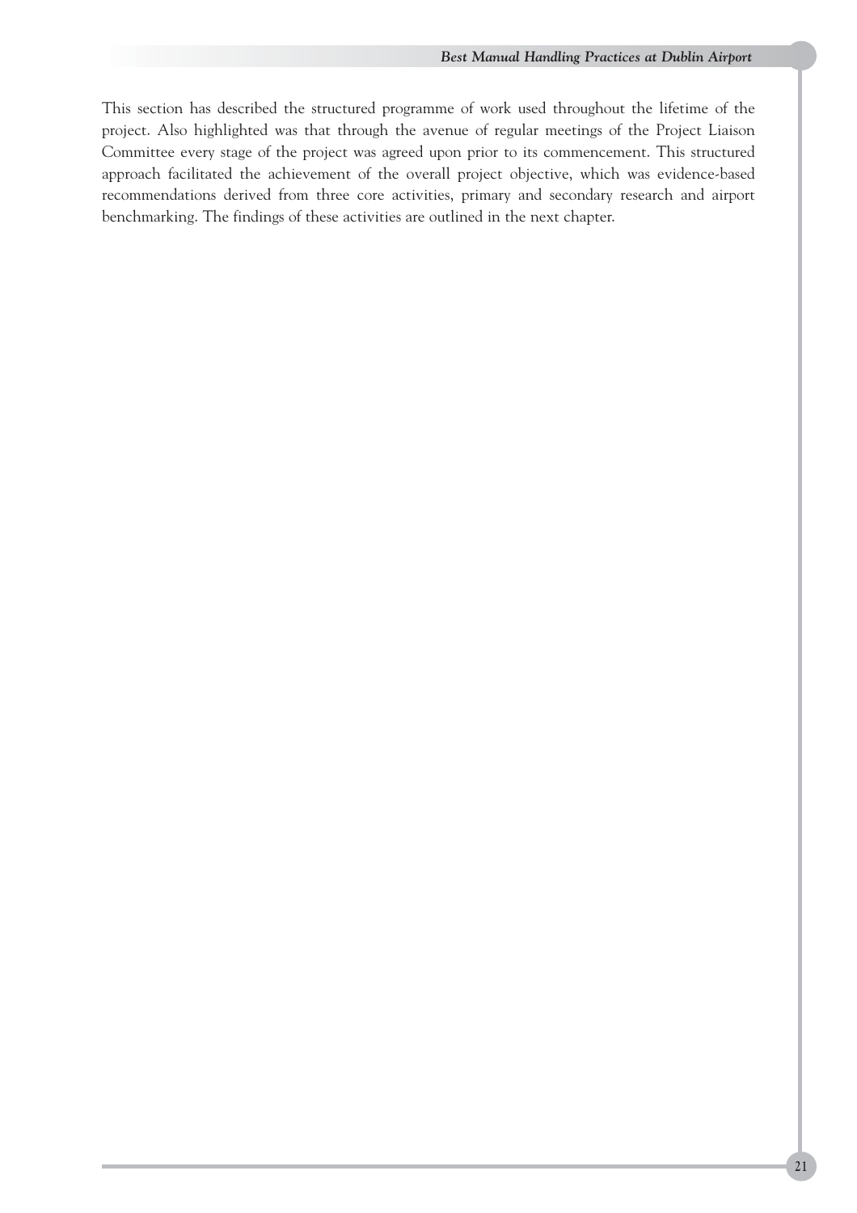This section has described the structured programme of work used throughout the lifetime of the project. Also highlighted was that through the avenue of regular meetings of the Project Liaison Committee every stage of the project was agreed upon prior to its commencement. This structured approach facilitated the achievement of the overall project objective, which was evidence-based recommendations derived from three core activities, primary and secondary research and airport benchmarking. The findings of these activities are outlined in the next chapter.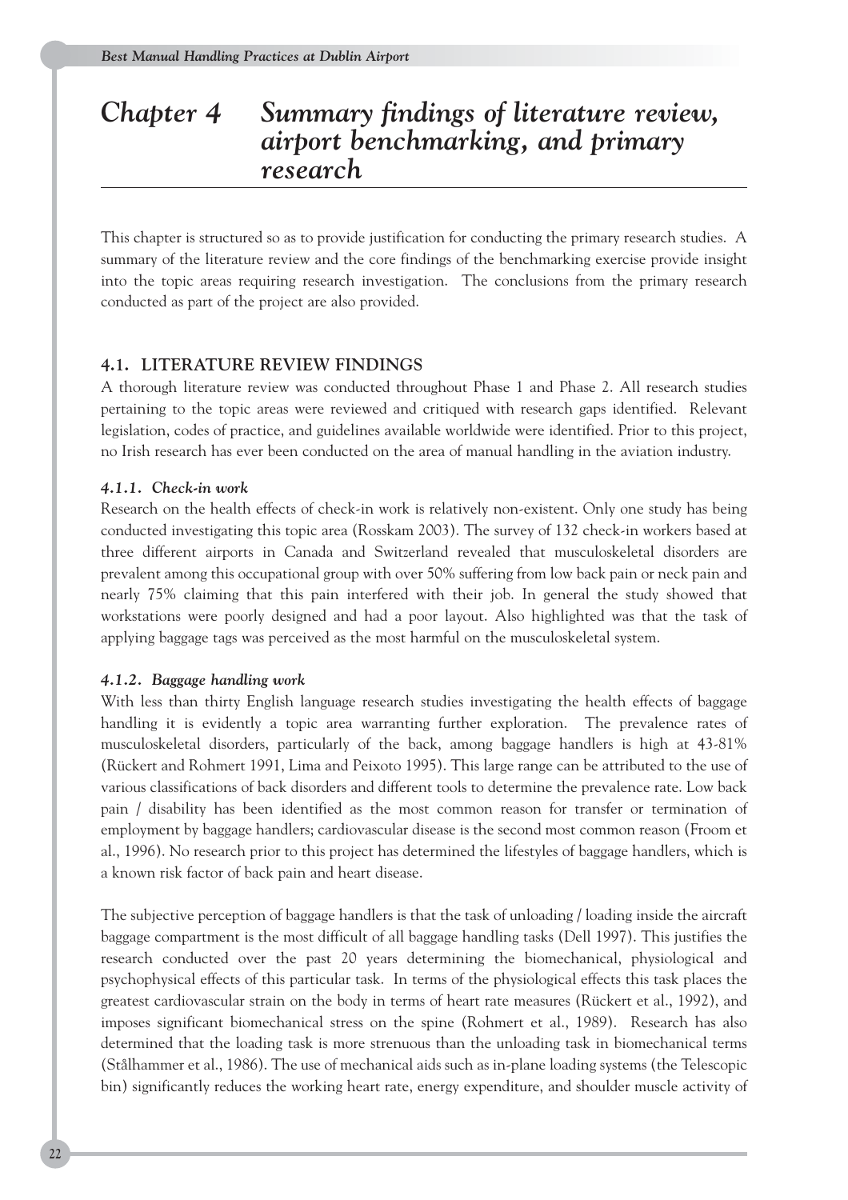# Chapter 4 Summary findings of literature review, airport benchmarking, and primary research

This chapter is structured so as to provide justification for conducting the primary research studies. A summary of the literature review and the core findings of the benchmarking exercise provide insight into the topic areas requiring research investigation. The conclusions from the primary research conducted as part of the project are also provided.

## 4.1. LITERATURE REVIEW FINDINGS

A thorough literature review was conducted throughout Phase 1 and Phase 2. All research studies pertaining to the topic areas were reviewed and critiqued with research gaps identified. Relevant legislation, codes of practice, and guidelines available worldwide were identified. Prior to this project, no Irish research has ever been conducted on the area of manual handling in the aviation industry.

### *4.1.1. Check-in work*

Research on the health effects of check-in work is relatively non-existent. Only one study has being conducted investigating this topic area (Rosskam 2003). The survey of 132 check-in workers based at three different airports in Canada and Switzerland revealed that musculoskeletal disorders are prevalent among this occupational group with over 50% suffering from low back pain or neck pain and nearly 75% claiming that this pain interfered with their job. In general the study showed that workstations were poorly designed and had a poor layout. Also highlighted was that the task of applying baggage tags was perceived as the most harmful on the musculoskeletal system.

### *4.1.2. Baggage handling work*

With less than thirty English language research studies investigating the health effects of baggage handling it is evidently a topic area warranting further exploration. The prevalence rates of musculoskeletal disorders, particularly of the back, among baggage handlers is high at 43-81% (Rückert and Rohmert 1991, Lima and Peixoto 1995). This large range can be attributed to the use of various classifications of back disorders and different tools to determine the prevalence rate. Low back pain / disability has been identified as the most common reason for transfer or termination of employment by baggage handlers; cardiovascular disease is the second most common reason (Froom et al., 1996). No research prior to this project has determined the lifestyles of baggage handlers, which is a known risk factor of back pain and heart disease.

The subjective perception of baggage handlers is that the task of unloading / loading inside the aircraft baggage compartment is the most difficult of all baggage handling tasks (Dell 1997). This justifies the research conducted over the past 20 years determining the biomechanical, physiological and psychophysical effects of this particular task. In terms of the physiological effects this task places the greatest cardiovascular strain on the body in terms of heart rate measures (Rückert et al., 1992), and imposes significant biomechanical stress on the spine (Rohmert et al., 1989). Research has also determined that the loading task is more strenuous than the unloading task in biomechanical terms (Stålhammer et al., 1986). The use of mechanical aids such as in-plane loading systems (the Telescopic bin) significantly reduces the working heart rate, energy expenditure, and shoulder muscle activity of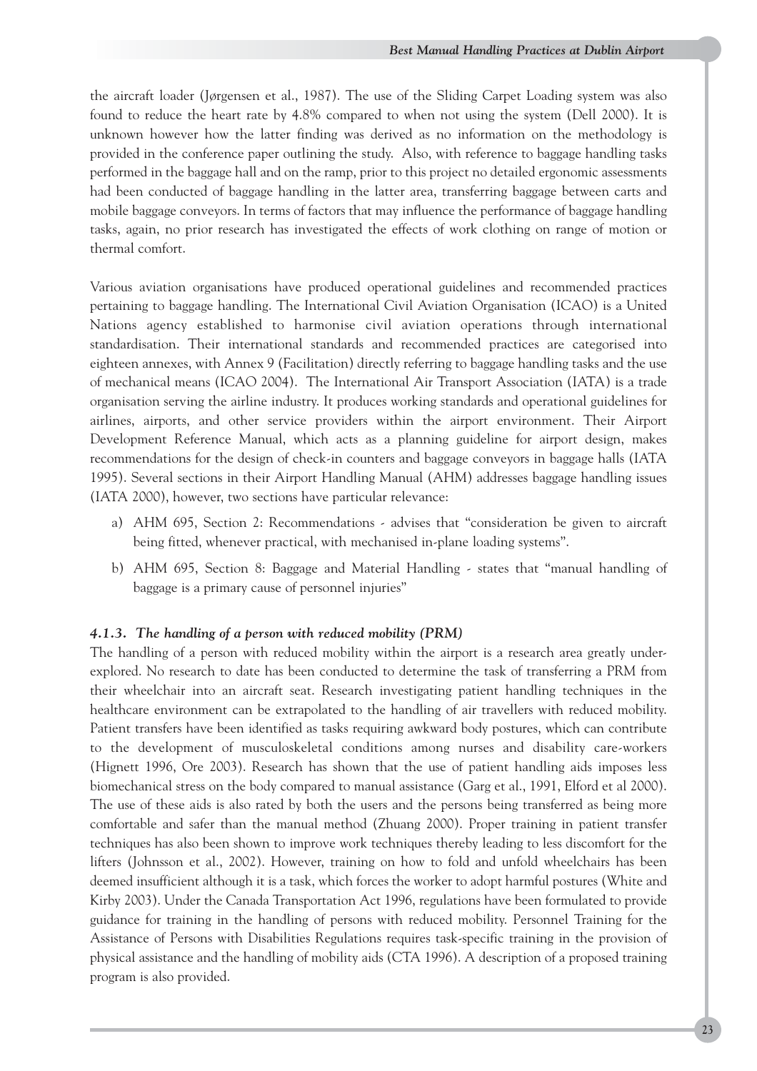the aircraft loader (Jørgensen et al., 1987). The use of the Sliding Carpet Loading system was also found to reduce the heart rate by 4.8% compared to when not using the system (Dell 2000). It is unknown however how the latter finding was derived as no information on the methodology is provided in the conference paper outlining the study. Also, with reference to baggage handling tasks performed in the baggage hall and on the ramp, prior to this project no detailed ergonomic assessments had been conducted of baggage handling in the latter area, transferring baggage between carts and mobile baggage conveyors. In terms of factors that may influence the performance of baggage handling tasks, again, no prior research has investigated the effects of work clothing on range of motion or thermal comfort.

Various aviation organisations have produced operational guidelines and recommended practices pertaining to baggage handling. The International Civil Aviation Organisation (ICAO) is a United Nations agency established to harmonise civil aviation operations through international standardisation. Their international standards and recommended practices are categorised into eighteen annexes, with Annex 9 (Facilitation) directly referring to baggage handling tasks and the use of mechanical means (ICAO 2004). The International Air Transport Association (IATA) is a trade organisation serving the airline industry. It produces working standards and operational guidelines for airlines, airports, and other service providers within the airport environment. Their Airport Development Reference Manual, which acts as a planning guideline for airport design, makes recommendations for the design of check-in counters and baggage conveyors in baggage halls (IATA 1995). Several sections in their Airport Handling Manual (AHM) addresses baggage handling issues (IATA 2000), however, two sections have particular relevance:

a) AHM 695, Section 2: Recommendations - advises that "consideration be given to aircraft being fitted, whenever practical, with mechanised in-plane loading systems".

b) AHM 695, Section 8: Baggage and Material Handling - states that "manual handling of baggage is a primary cause of personnel injuries"

#### *4.1.3. The handling of a person with reduced mobility (PRM)*

The handling of a person with reduced mobility within the airport is a research area greatly under-explored. No research to date has been conducted to determine the task of transferring a PRM from their wheelchair into an aircraft seat. Research investigating patient handling techniques in the healthcare environment can be extrapolated to the handling of air travellers with reduced mobility. Patient transfers have been identified as tasks requiring awkward body postures, which can contribute to the development of musculoskeletal conditions among nurses and disability care-workers (Hignett 1996, Ore 2003). Research has shown that the use of patient handling aids imposes less biomechanical stress on the body compared to manual assistance (Garg et al., 1991, Elford et al 2000). The use of these aids is also rated by both the users and the persons being transferred as being more comfortable and safer than the manual method (Zhuang 2000). Proper training in patient transfer techniques has also been shown to improve work techniques thereby leading to less discomfort for the lifters (Johnsson et al., 2002). However, training on how to fold and unfold wheelchairs has been deemed insufficient although it is a task, which forces the worker to adopt harmful postures (White and Kirby 2003). Under the Canada Transportation Act 1996, regulations have been formulated to provide guidance for training in the handling of persons with reduced mobility. Personnel Training for the Assistance of Persons with Disabilities Regulations requires task-specific training in the provision of physical assistance and the handling of mobility aids (CTA 1996). A description of a proposed training program is also provided.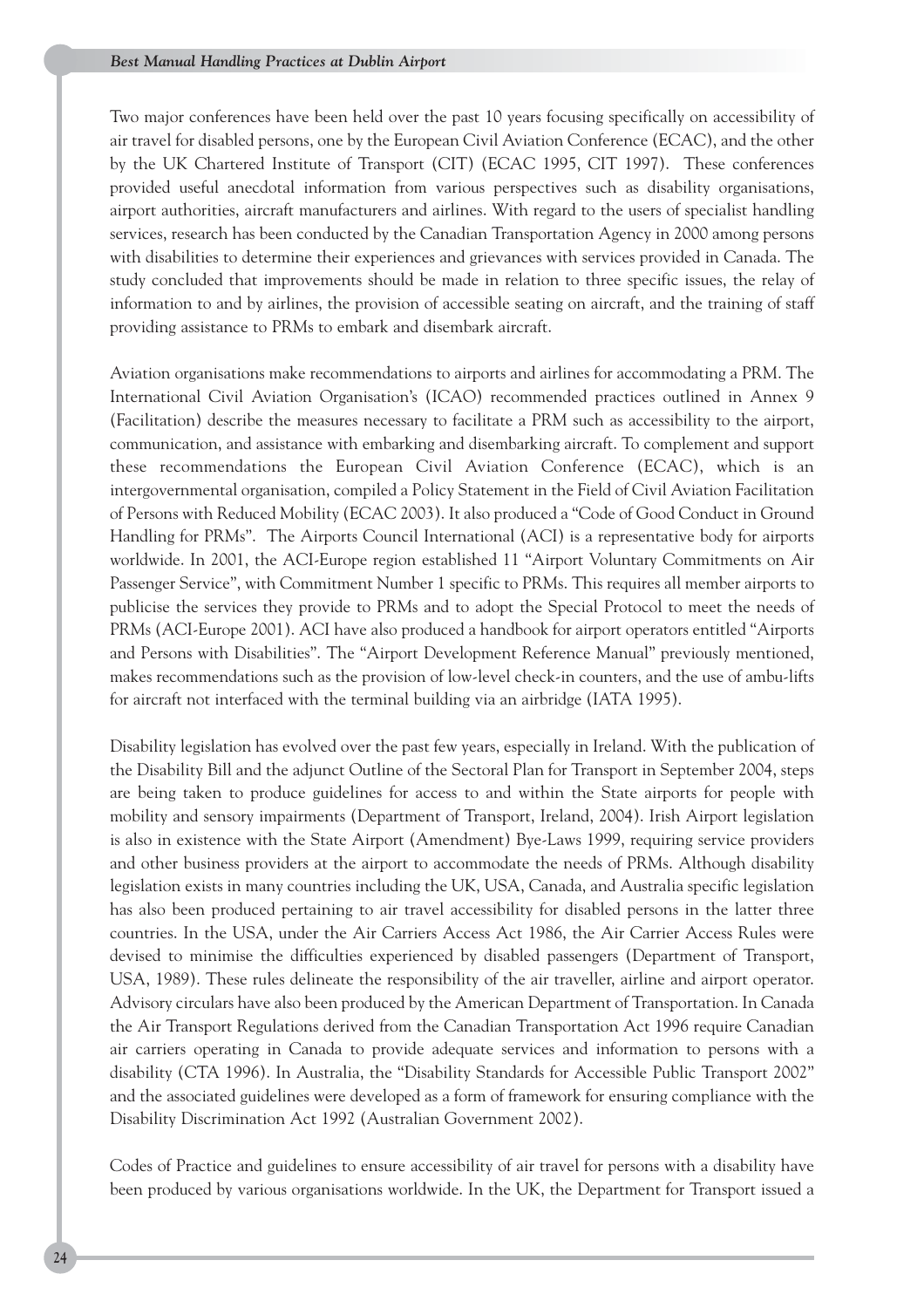Two major conferences have been held over the past 10 years focusing specifically on accessibility of air travel for disabled persons, one by the European Civil Aviation Conference (ECAC), and the other by the UK Chartered Institute of Transport (CIT) (ECAC 1995, CIT 1997). These conferences provided useful anecdotal information from various perspectives such as disability organisations, airport authorities, aircraft manufacturers and airlines. With regard to the users of specialist handling services, research has been conducted by the Canadian Transportation Agency in 2000 among persons with disabilities to determine their experiences and grievances with services provided in Canada. The study concluded that improvements should be made in relation to three specific issues, the relay of information to and by airlines, the provision of accessible seating on aircraft, and the training of staff providing assistance to PRMs to embark and disembark aircraft.

Aviation organisations make recommendations to airports and airlines for accommodating a PRM. The International Civil Aviation Organisation's (ICAO) recommended practices outlined in Annex 9 (Facilitation) describe the measures necessary to facilitate a PRM such as accessibility to the airport, communication, and assistance with embarking and disembarking aircraft. To complement and support these recommendations the European Civil Aviation Conference (ECAC), which is an intergovernmental organisation, compiled a Policy Statement in the Field of Civil Aviation Facilitation of Persons with Reduced Mobility (ECAC 2003). It also produced a "Code of Good Conduct in Ground Handling for PRMs". The Airports Council International (ACI) is a representative body for airports worldwide. In 2001, the ACI-Europe region established 11 "Airport Voluntary Commitments on Air Passenger Service", with Commitment Number 1 specific to PRMs. This requires all member airports to publicise the services they provide to PRMs and to adopt the Special Protocol to meet the needs of PRMs (ACI-Europe 2001). ACI have also produced a handbook for airport operators entitled "Airports and Persons with Disabilities". The "Airport Development Reference Manual" previously mentioned, makes recommendations such as the provision of low-level check-in counters, and the use of ambu-lifts for aircraft not interfaced with the terminal building via an airbridge (IATA 1995).

Disability legislation has evolved over the past few years, especially in Ireland. With the publication of the Disability Bill and the adjunct Outline of the Sectoral Plan for Transport in September 2004, steps are being taken to produce guidelines for access to and within the State airports for people with mobility and sensory impairments (Department of Transport, Ireland, 2004). Irish Airport legislation is also in existence with the State Airport (Amendment) Bye-Laws 1999, requiring service providers and other business providers at the airport to accommodate the needs of PRMs. Although disability legislation exists in many countries including the UK, USA, Canada, and Australia specific legislation has also been produced pertaining to air travel accessibility for disabled persons in the latter three countries. In the USA, under the Air Carriers Access Act 1986, the Air Carrier Access Rules were devised to minimise the difficulties experienced by disabled passengers (Department of Transport, USA, 1989). These rules delineate the responsibility of the air traveller, airline and airport operator. Advisory circulars have also been produced by the American Department of Transportation. In Canada the Air Transport Regulations derived from the Canadian Transportation Act 1996 require Canadian air carriers operating in Canada to provide adequate services and information to persons with a disability (CTA 1996). In Australia, the "Disability Standards for Accessible Public Transport 2002" and the associated guidelines were developed as a form of framework for ensuring compliance with the Disability Discrimination Act 1992 (Australian Government 2002).

Codes of Practice and guidelines to ensure accessibility of air travel for persons with a disability have been produced by various organisations worldwide. In the UK, the Department for Transport issued a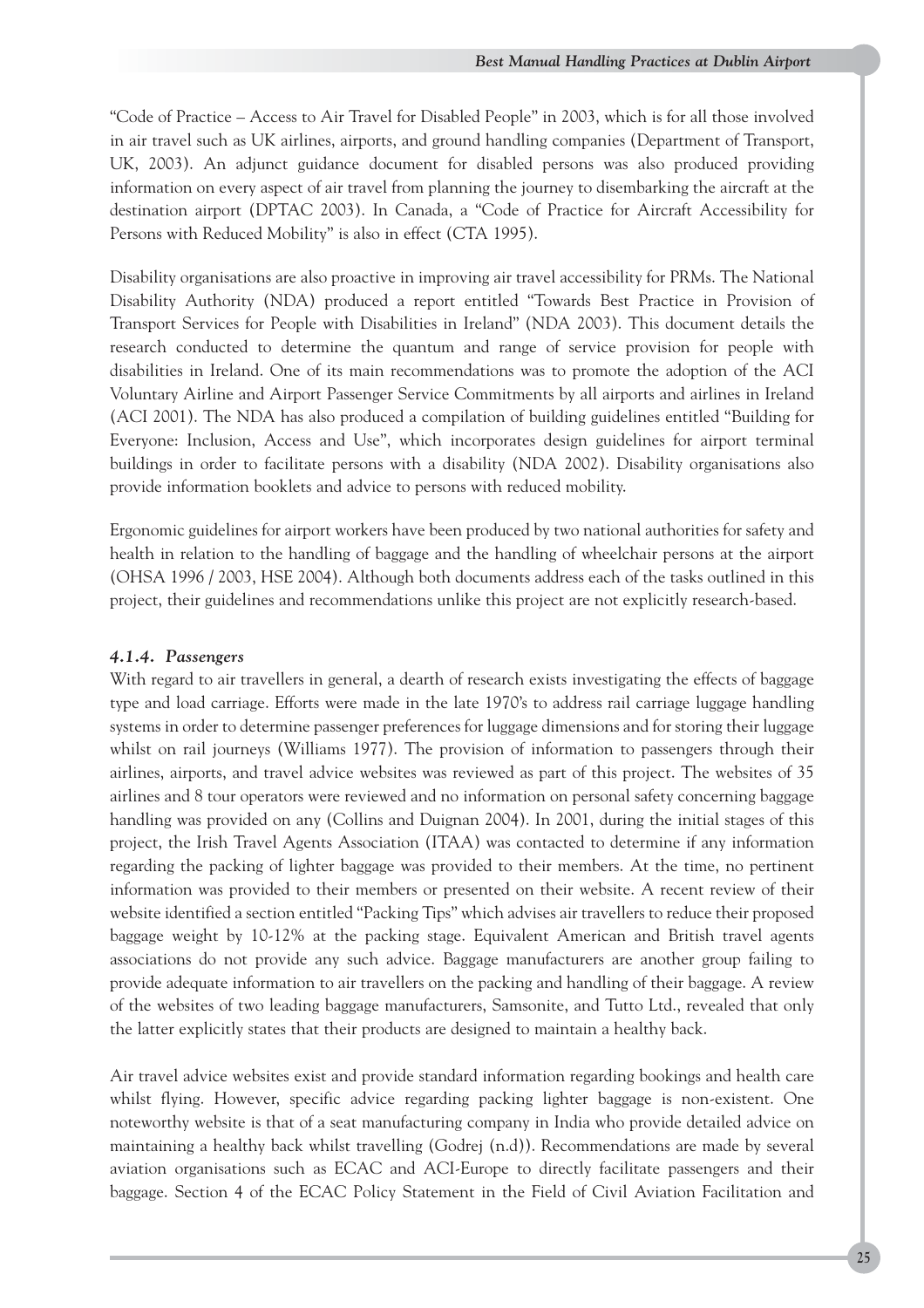"Code of Practice – Access to Air Travel for Disabled People" in 2003, which is for all those involved in air travel such as UK airlines, airports, and ground handling companies (Department of Transport, UK, 2003). An adjunct guidance document for disabled persons was also produced providing information on every aspect of air travel from planning the journey to disembarking the aircraft at the destination airport (DPTAC 2003). In Canada, a "Code of Practice for Aircraft Accessibility for Persons with Reduced Mobility" is also in effect (CTA 1995).

Disability organisations are also proactive in improving air travel accessibility for PRMs. The National Disability Authority (NDA) produced a report entitled "Towards Best Practice in Provision of Transport Services for People with Disabilities in Ireland" (NDA 2003). This document details the research conducted to determine the quantum and range of service provision for people with disabilities in Ireland. One of its main recommendations was to promote the adoption of the ACI Voluntary Airline and Airport Passenger Service Commitments by all airports and airlines in Ireland (ACI 2001). The NDA has also produced a compilation of building guidelines entitled "Building for Everyone: Inclusion, Access and Use", which incorporates design guidelines for airport terminal buildings in order to facilitate persons with a disability (NDA 2002). Disability organisations also provide information booklets and advice to persons with reduced mobility.

Ergonomic guidelines for airport workers have been produced by two national authorities for safety and health in relation to the handling of baggage and the handling of wheelchair persons at the airport (OHSA 1996 / 2003, HSE 2004). Although both documents address each of the tasks outlined in this project, their guidelines and recommendations unlike this project are not explicitly research-based.

#### *4.1.4. Passengers*

With regard to air travellers in general, a dearth of research exists investigating the effects of baggage type and load carriage. Efforts were made in the late 1970's to address rail carriage luggage handling systems in order to determine passenger preferences for luggage dimensions and for storing their luggage whilst on rail journeys (Williams 1977). The provision of information to passengers through their airlines, airports, and travel advice websites was reviewed as part of this project. The websites of 35 airlines and 8 tour operators were reviewed and no information on personal safety concerning baggage handling was provided on any (Collins and Duignan 2004). In 2001, during the initial stages of this project, the Irish Travel Agents Association (ITAA) was contacted to determine if any information regarding the packing of lighter baggage was provided to their members. At the time, no pertinent information was provided to their members or presented on their website. A recent review of their website identified a section entitled "Packing Tips" which advises air travellers to reduce their proposed baggage weight by 10-12% at the packing stage. Equivalent American and British travel agents associations do not provide any such advice. Baggage manufacturers are another group failing to provide adequate information to air travellers on the packing and handling of their baggage. A review of the websites of two leading baggage manufacturers, Samsonite, and Tutto Ltd., revealed that only the latter explicitly states that their products are designed to maintain a healthy back.

Air travel advice websites exist and provide standard information regarding bookings and health care whilst flying. However, specific advice regarding packing lighter baggage is non-existent. One noteworthy website is that of a seat manufacturing company in India who provide detailed advice on maintaining a healthy back whilst travelling (Godrej (n.d)). Recommendations are made by several aviation organisations such as ECAC and ACI-Europe to directly facilitate passengers and their baggage. Section 4 of the ECAC Policy Statement in the Field of Civil Aviation Facilitation and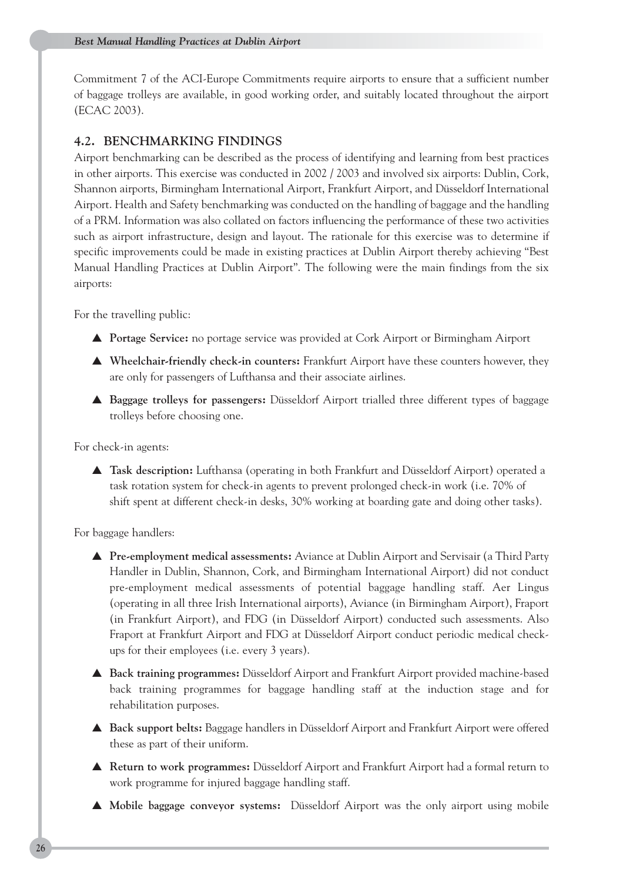Commitment 7 of the ACI-Europe Commitments require airports to ensure that a sufficient number of baggage trolleys are available, in good working order, and suitably located throughout the airport (ECAC 2003).

## 4.2. BENCHMARKING FINDINGS

Airport benchmarking can be described as the process of identifying and learning from best practices in other airports. This exercise was conducted in 2002 / 2003 and involved six airports: Dublin, Cork, Shannon airports, Birmingham International Airport, Frankfurt Airport, and Düsseldorf International Airport. Health and Safety benchmarking was conducted on the handling of baggage and the handling of a PRM. Information was also collated on factors influencing the performance of these two activities such as airport infrastructure, design and layout. The rationale for this exercise was to determine if specific improvements could be made in existing practices at Dublin Airport thereby achieving "Best Manual Handling Practices at Dublin Airport". The following were the main findings from the six airports:

For the travelling public:

- **Portage Service:** no portage service was provided at Cork Airport or Birmingham Airport
- **Wheelchair-friendly check-in counters:** Frankfurt Airport have these counters however, they are only for passengers of Lufthansa and their associate airlines.
- **Baggage trolleys for passengers:** Düsseldorf Airport trialled three different types of baggage trolleys before choosing one.

For check-in agents:

- **Task description:** Lufthansa (operating in both Frankfurt and Düsseldorf Airport) operated a task rotation system for check-in agents to prevent prolonged check-in work (i.e. 70% of shift spent at different check-in desks, 30% working at boarding gate and doing other tasks).

For baggage handlers:

- **Pre-employment medical assessments:** Aviance at Dublin Airport and Servisair (a Third Party Handler in Dublin, Shannon, Cork, and Birmingham International Airport) did not conduct pre-employment medical assessments of potential baggage handling staff. Aer Lingus (operating in all three Irish International airports), Aviance (in Birmingham Airport), Fraport (in Frankfurt Airport), and FDG (in Düsseldorf Airport) conducted such assessments. Also Fraport at Frankfurt Airport and FDG at Düsseldorf Airport conduct periodic medical check-ups for their employees (i.e. every 3 years).
- **Back training programmes:** Düsseldorf Airport and Frankfurt Airport provided machine-based back training programmes for baggage handling staff at the induction stage and for rehabilitation purposes.
- **Back support belts:** Baggage handlers in Düsseldorf Airport and Frankfurt Airport were offered these as part of their uniform.
- **Return to work programmes:** Düsseldorf Airport and Frankfurt Airport had a formal return to work programme for injured baggage handling staff.
- **Mobile baggage conveyor systems:** Düsseldorf Airport was the only airport using mobile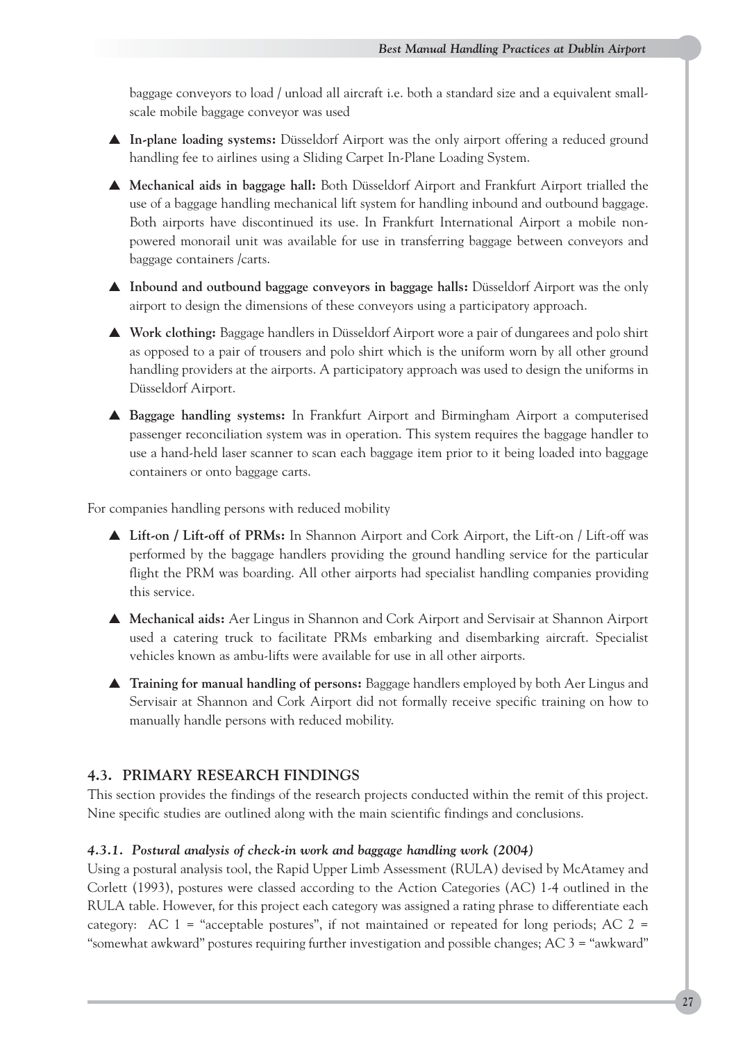baggage conveyors to load / unload all aircraft i.e. both a standard size and a equivalent small-scale mobile baggage conveyor was used

- **In-plane loading systems:** Düsseldorf Airport was the only airport offering a reduced ground handling fee to airlines using a Sliding Carpet In-Plane Loading System.
- **Mechanical aids in baggage hall:** Both Düsseldorf Airport and Frankfurt Airport trialled the use of a baggage handling mechanical lift system for handling inbound and outbound baggage. Both airports have discontinued its use. In Frankfurt International Airport a mobile non-powered monorail unit was available for use in transferring baggage between conveyors and baggage containers /carts.
- **Inbound and outbound baggage conveyors in baggage halls:** Düsseldorf Airport was the only airport to design the dimensions of these conveyors using a participatory approach.
- **Work clothing:** Baggage handlers in Düsseldorf Airport wore a pair of dungarees and polo shirt as opposed to a pair of trousers and polo shirt which is the uniform worn by all other ground handling providers at the airports. A participatory approach was used to design the uniforms in Düsseldorf Airport.
- **Baggage handling systems:** In Frankfurt Airport and Birmingham Airport a computerised passenger reconciliation system was in operation. This system requires the baggage handler to use a hand-held laser scanner to scan each baggage item prior to it being loaded into baggage containers or onto baggage carts.

For companies handling persons with reduced mobility

- **Lift-on / Lift-off of PRMs:** In Shannon Airport and Cork Airport, the Lift-on / Lift-off was performed by the baggage handlers providing the ground handling service for the particular flight the PRM was boarding. All other airports had specialist handling companies providing this service.
- **Mechanical aids:** Aer Lingus in Shannon and Cork Airport and Servisair at Shannon Airport used a catering truck to facilitate PRMs embarking and disembarking aircraft. Specialist vehicles known as ambu-lifts were available for use in all other airports.
- **Training for manual handling of persons:** Baggage handlers employed by both Aer Lingus and Servisair at Shannon and Cork Airport did not formally receive specific training on how to manually handle persons with reduced mobility.

## 4.3. PRIMARY RESEARCH FINDINGS

This section provides the findings of the research projects conducted within the remit of this project. Nine specific studies are outlined along with the main scientific findings and conclusions.

### *4.3.1. Postural analysis of check-in work and baggage handling work (2004)*

Using a postural analysis tool, the Rapid Upper Limb Assessment (RULA) devised by McAtamey and Corlett (1993), postures were classed according to the Action Categories (AC) 1-4 outlined in the RULA table. However, for this project each category was assigned a rating phrase to differentiate each category: AC 1 = "acceptable postures", if not maintained or repeated for long periods; AC 2 = "somewhat awkward" postures requiring further investigation and possible changes; AC 3 = "awkward"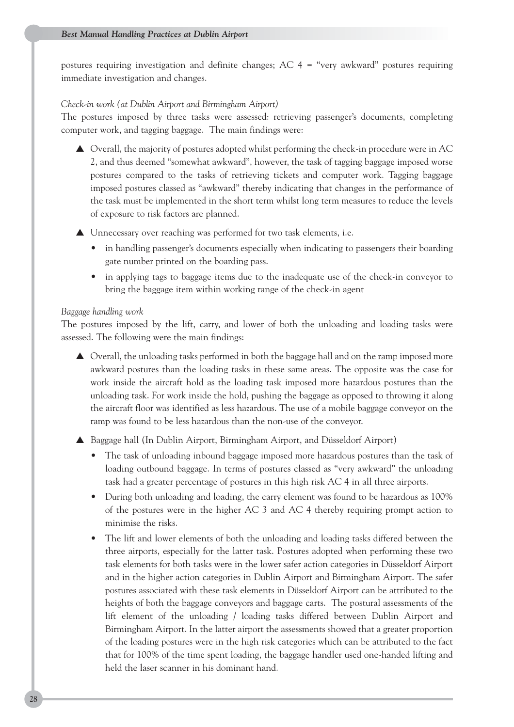postures requiring investigation and definite changes; AC 4 = "very awkward" postures requiring immediate investigation and changes.

*Check-in work (at Dublin Airport and Birmingham Airport)*

The postures imposed by three tasks were assessed: retrieving passenger's documents, completing computer work, and tagging baggage. The main findings were:

- Overall, the majority of postures adopted whilst performing the check-in procedure were in AC 2, and thus deemed "somewhat awkward", however, the task of tagging baggage imposed worse postures compared to the tasks of retrieving tickets and computer work. Tagging baggage imposed postures classed as "awkward" thereby indicating that changes in the performance of the task must be implemented in the short term whilst long term measures to reduce the levels of exposure to risk factors are planned.
- Unnecessary over reaching was performed for two task elements, i.e.
  - in handling passenger's documents especially when indicating to passengers their boarding gate number printed on the boarding pass.
  - in applying tags to baggage items due to the inadequate use of the check-in conveyor to bring the baggage item within working range of the check-in agent

*Baggage handling work*

The postures imposed by the lift, carry, and lower of both the unloading and loading tasks were assessed. The following were the main findings:

- Overall, the unloading tasks performed in both the baggage hall and on the ramp imposed more awkward postures than the loading tasks in these same areas. The opposite was the case for work inside the aircraft hold as the loading task imposed more hazardous postures than the unloading task. For work inside the hold, pushing the baggage as opposed to throwing it along the aircraft floor was identified as less hazardous. The use of a mobile baggage conveyor on the ramp was found to be less hazardous than the non-use of the conveyor.
- Baggage hall (In Dublin Airport, Birmingham Airport, and Düsseldorf Airport)
  - The task of unloading inbound baggage imposed more hazardous postures than the task of loading outbound baggage. In terms of postures classed as "very awkward" the unloading task had a greater percentage of postures in this high risk AC 4 in all three airports.
  - During both unloading and loading, the carry element was found to be hazardous as 100% of the postures were in the higher AC 3 and AC 4 thereby requiring prompt action to minimise the risks.
  - The lift and lower elements of both the unloading and loading tasks differed between the three airports, especially for the latter task. Postures adopted when performing these two task elements for both tasks were in the lower safer action categories in Düsseldorf Airport and in the higher action categories in Dublin Airport and Birmingham Airport. The safer postures associated with these task elements in Düsseldorf Airport can be attributed to the heights of both the baggage conveyors and baggage carts. The postural assessments of the lift element of the unloading / loading tasks differed between Dublin Airport and Birmingham Airport. In the latter airport the assessments showed that a greater proportion of the loading postures were in the high risk categories which can be attributed to the fact that for 100% of the time spent loading, the baggage handler used one-handed lifting and held the laser scanner in his dominant hand.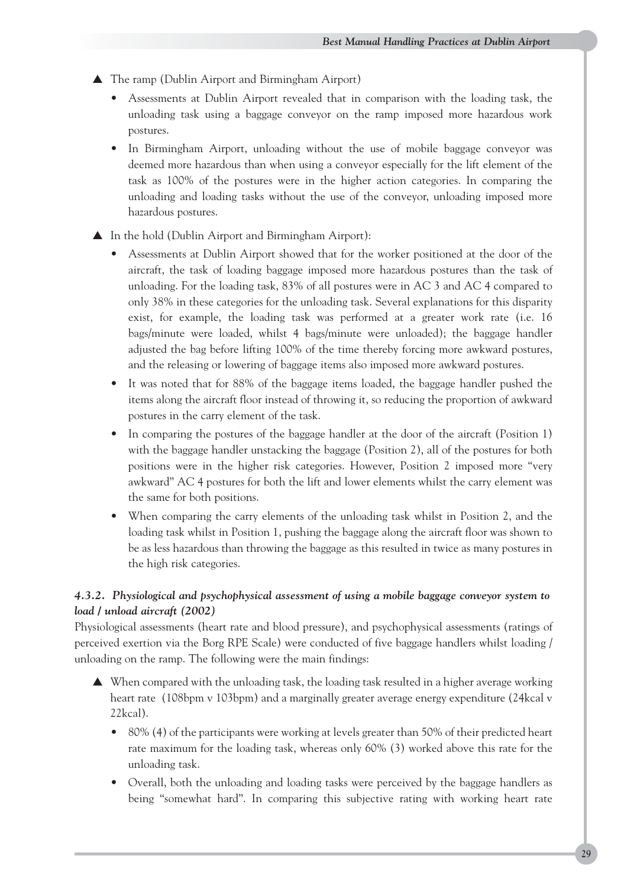- The ramp (Dublin Airport and Birmingham Airport)
  - Assessments at Dublin Airport revealed that in comparison with the loading task, the unloading task using a baggage conveyor on the ramp imposed more hazardous work postures.
  - In Birmingham Airport, unloading without the use of mobile baggage conveyor was deemed more hazardous than when using a conveyor especially for the lift element of the task as 100% of the postures were in the higher action categories. In comparing the unloading and loading tasks without the use of the conveyor, unloading imposed more hazardous postures.
- In the hold (Dublin Airport and Birmingham Airport):
  - Assessments at Dublin Airport showed that for the worker positioned at the door of the aircraft, the task of loading baggage imposed more hazardous postures than the task of unloading. For the loading task, 83% of all postures were in AC 3 and AC 4 compared to only 38% in these categories for the unloading task. Several explanations for this disparity exist, for example, the loading task was performed at a greater work rate (i.e. 16 bags/minute were loaded, whilst 4 bags/minute were unloaded); the baggage handler adjusted the bag before lifting 100% of the time thereby forcing more awkward postures, and the releasing or lowering of baggage items also imposed more awkward postures.
  - It was noted that for 88% of the baggage items loaded, the baggage handler pushed the items along the aircraft floor instead of throwing it, so reducing the proportion of awkward postures in the carry element of the task.
  - In comparing the postures of the baggage handler at the door of the aircraft (Position 1) with the baggage handler unstacking the baggage (Position 2), all of the postures for both positions were in the higher risk categories. However, Position 2 imposed more "very awkward" AC 4 postures for both the lift and lower elements whilst the carry element was the same for both positions.
  - When comparing the carry elements of the unloading task whilst in Position 2, and the loading task whilst in Position 1, pushing the baggage along the aircraft floor was shown to be as less hazardous than throwing the baggage as this resulted in twice as many postures in the high risk categories.

#### *4.3.2. Physiological and psychophysical assessment of using a mobile baggage conveyor system to load / unload aircraft (2002)*

Physiological assessments (heart rate and blood pressure), and psychophysical assessments (ratings of perceived exertion via the Borg RPE Scale) were conducted of five baggage handlers whilst loading / unloading on the ramp. The following were the main findings:

- When compared with the unloading task, the loading task resulted in a higher average working heart rate (108bpm v 103bpm) and a marginally greater average energy expenditure (24kcal v 22kcal).
  - 80% (4) of the participants were working at levels greater than 50% of their predicted heart rate maximum for the loading task, whereas only 60% (3) worked above this rate for the unloading task.
  - Overall, both the unloading and loading tasks were perceived by the baggage handlers as being "somewhat hard". In comparing this subjective rating with working heart rate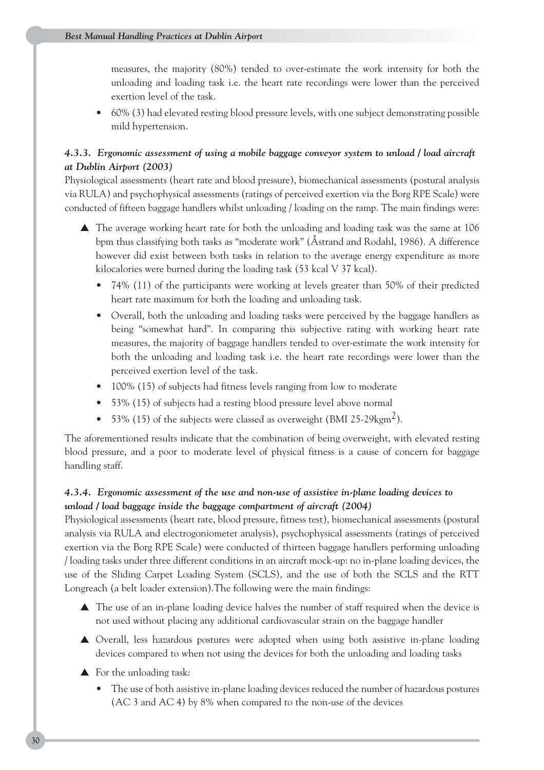measures, the majority (80%) tended to over-estimate the work intensity for both the unloading and loading task i.e. the heart rate recordings were lower than the perceived exertion level of the task.

- 60% (3) had elevated resting blood pressure levels, with one subject demonstrating possible mild hypertension.

### *4.3.3. Ergonomic assessment of using a mobile baggage conveyor system to unload / load aircraft at Dublin Airport (2003)*

Physiological assessments (heart rate and blood pressure), biomechanical assessments (postural analysis via RULA) and psychophysical assessments (ratings of perceived exertion via the Borg RPE Scale) were conducted of fifteen baggage handlers whilst unloading / loading on the ramp. The main findings were:

- ▲ The average working heart rate for both the unloading and loading task was the same at 106 bpm thus classifying both tasks as "moderate work" (Åstrand and Rodahl, 1986). A difference however did exist between both tasks in relation to the average energy expenditure as more kilocalories were burned during the loading task (53 kcal V 37 kcal).
  - 74% (11) of the participants were working at levels greater than 50% of their predicted heart rate maximum for both the loading and unloading task.
  - Overall, both the unloading and loading tasks were perceived by the baggage handlers as being "somewhat hard". In comparing this subjective rating with working heart rate measures, the majority of baggage handlers tended to over-estimate the work intensity for both the unloading and loading task i.e. the heart rate recordings were lower than the perceived exertion level of the task.
  - 100% (15) of subjects had fitness levels ranging from low to moderate
  - 53% (15) of subjects had a resting blood pressure level above normal
  - 53% (15) of the subjects were classed as overweight (BMI 25-29kgm$^2$).

The aforementioned results indicate that the combination of being overweight, with elevated resting blood pressure, and a poor to moderate level of physical fitness is a cause of concern for baggage handling staff.

### *4.3.4. Ergonomic assessment of the use and non-use of assistive in-plane loading devices to unload / load baggage inside the baggage compartment of aircraft (2004)*

Physiological assessments (heart rate, blood pressure, fitness test), biomechanical assessments (postural analysis via RULA and electrogoniometer analysis), psychophysical assessments (ratings of perceived exertion via the Borg RPE Scale) were conducted of thirteen baggage handlers performing unloading / loading tasks under three different conditions in an aircraft mock-up: no in-plane loading devices, the use of the Sliding Carpet Loading System (SCLS), and the use of both the SCLS and the RTT Longreach (a belt loader extension).The following were the main findings:

- ▲ The use of an in-plane loading device halves the number of staff required when the device is not used without placing any additional cardiovascular strain on the baggage handler
- ▲ Overall, less hazardous postures were adopted when using both assistive in-plane loading devices compared to when not using the devices for both the unloading and loading tasks
- ▲ For the unloading task:
  - The use of both assistive in-plane loading devices reduced the number of hazardous postures (AC 3 and AC 4) by 8% when compared to the non-use of the devices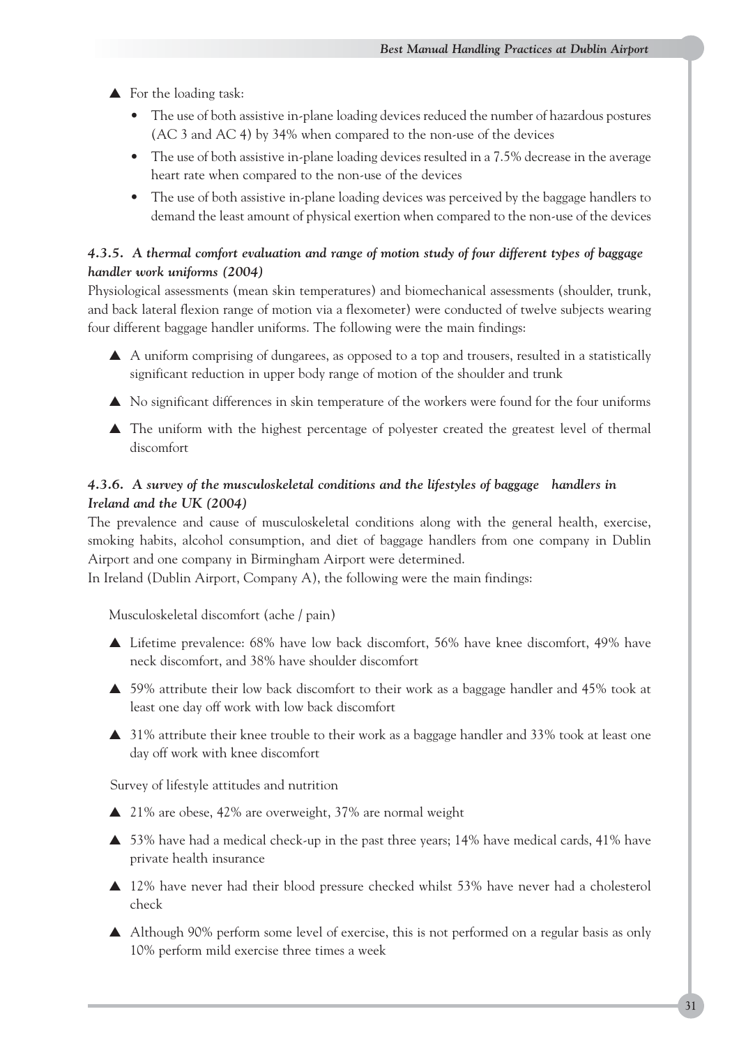- For the loading task:
  - The use of both assistive in-plane loading devices reduced the number of hazardous postures (AC 3 and AC 4) by 34% when compared to the non-use of the devices
  - The use of both assistive in-plane loading devices resulted in a 7.5% decrease in the average heart rate when compared to the non-use of the devices
  - The use of both assistive in-plane loading devices was perceived by the baggage handlers to demand the least amount of physical exertion when compared to the non-use of the devices

#### *4.3.5. A thermal comfort evaluation and range of motion study of four different types of baggage handler work uniforms (2004)*

Physiological assessments (mean skin temperatures) and biomechanical assessments (shoulder, trunk, and back lateral flexion range of motion via a flexometer) were conducted of twelve subjects wearing four different baggage handler uniforms. The following were the main findings:

- A uniform comprising of dungarees, as opposed to a top and trousers, resulted in a statistically significant reduction in upper body range of motion of the shoulder and trunk
- No significant differences in skin temperature of the workers were found for the four uniforms
- The uniform with the highest percentage of polyester created the greatest level of thermal discomfort

#### *4.3.6. A survey of the musculoskeletal conditions and the lifestyles of baggage handlers in Ireland and the UK (2004)*

The prevalence and cause of musculoskeletal conditions along with the general health, exercise, smoking habits, alcohol consumption, and diet of baggage handlers from one company in Dublin Airport and one company in Birmingham Airport were determined.

In Ireland (Dublin Airport, Company A), the following were the main findings:

Musculoskeletal discomfort (ache / pain)

- Lifetime prevalence: 68% have low back discomfort, 56% have knee discomfort, 49% have neck discomfort, and 38% have shoulder discomfort
- 59% attribute their low back discomfort to their work as a baggage handler and 45% took at least one day off work with low back discomfort
- 31% attribute their knee trouble to their work as a baggage handler and 33% took at least one day off work with knee discomfort

Survey of lifestyle attitudes and nutrition

- 21% are obese, 42% are overweight, 37% are normal weight
- 53% have had a medical check-up in the past three years; 14% have medical cards, 41% have private health insurance
- 12% have never had their blood pressure checked whilst 53% have never had a cholesterol check
- Although 90% perform some level of exercise, this is not performed on a regular basis as only 10% perform mild exercise three times a week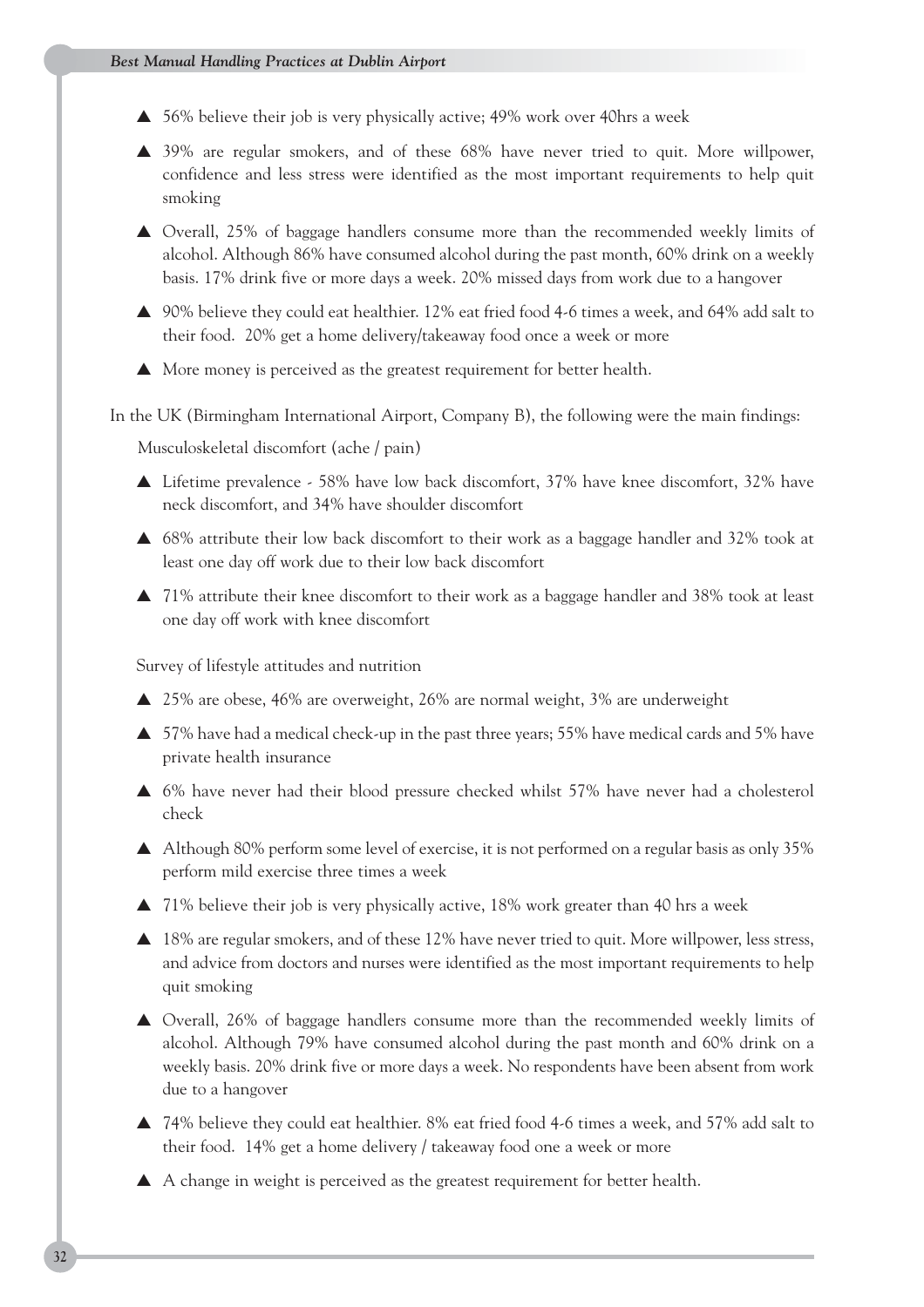- 56% believe their job is very physically active; 49% work over 40hrs a week
- 39% are regular smokers, and of these 68% have never tried to quit. More willpower, confidence and less stress were identified as the most important requirements to help quit smoking
- Overall, 25% of baggage handlers consume more than the recommended weekly limits of alcohol. Although 86% have consumed alcohol during the past month, 60% drink on a weekly basis. 17% drink five or more days a week. 20% missed days from work due to a hangover
- 90% believe they could eat healthier. 12% eat fried food 4-6 times a week, and 64% add salt to their food. 20% get a home delivery/takeaway food once a week or more
- More money is perceived as the greatest requirement for better health.

In the UK (Birmingham International Airport, Company B), the following were the main findings:

Musculoskeletal discomfort (ache / pain)

- Lifetime prevalence - 58% have low back discomfort, 37% have knee discomfort, 32% have neck discomfort, and 34% have shoulder discomfort
- 68% attribute their low back discomfort to their work as a baggage handler and 32% took at least one day off work due to their low back discomfort
- 71% attribute their knee discomfort to their work as a baggage handler and 38% took at least one day off work with knee discomfort

Survey of lifestyle attitudes and nutrition

- 25% are obese, 46% are overweight, 26% are normal weight, 3% are underweight
- 57% have had a medical check-up in the past three years; 55% have medical cards and 5% have private health insurance
- 6% have never had their blood pressure checked whilst 57% have never had a cholesterol check
- Although 80% perform some level of exercise, it is not performed on a regular basis as only 35% perform mild exercise three times a week
- 71% believe their job is very physically active, 18% work greater than 40 hrs a week
- 18% are regular smokers, and of these 12% have never tried to quit. More willpower, less stress, and advice from doctors and nurses were identified as the most important requirements to help quit smoking
- Overall, 26% of baggage handlers consume more than the recommended weekly limits of alcohol. Although 79% have consumed alcohol during the past month and 60% drink on a weekly basis. 20% drink five or more days a week. No respondents have been absent from work due to a hangover
- 74% believe they could eat healthier. 8% eat fried food 4-6 times a week, and 57% add salt to their food. 14% get a home delivery / takeaway food one a week or more
- A change in weight is perceived as the greatest requirement for better health.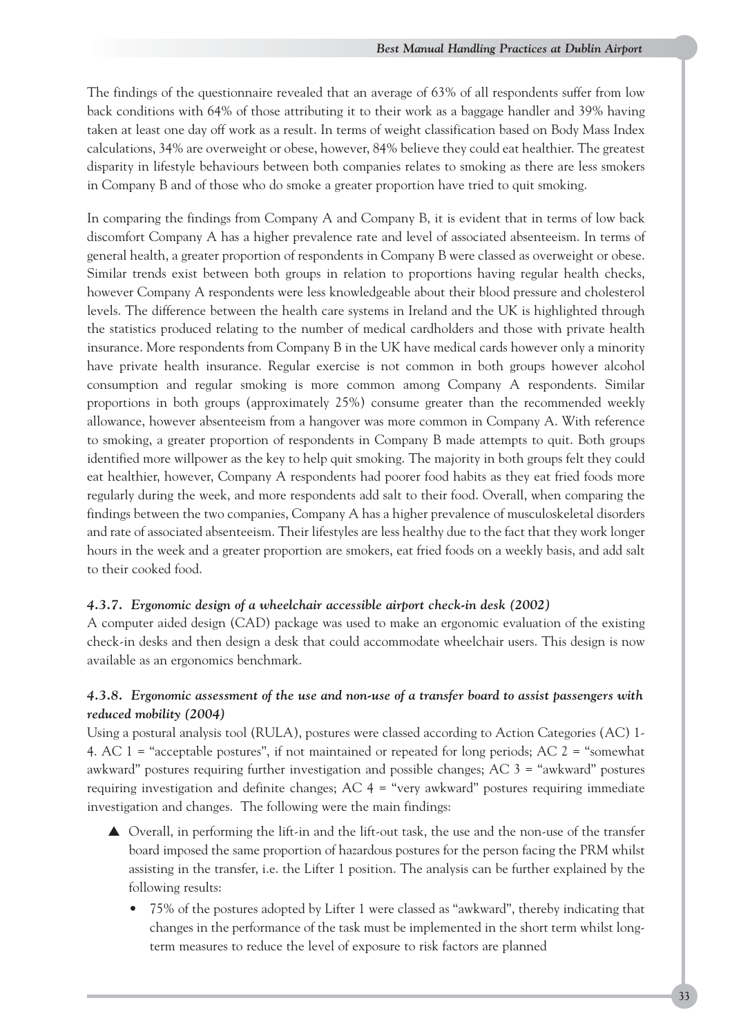The findings of the questionnaire revealed that an average of 63% of all respondents suffer from low back conditions with 64% of those attributing it to their work as a baggage handler and 39% having taken at least one day off work as a result. In terms of weight classification based on Body Mass Index calculations, 34% are overweight or obese, however, 84% believe they could eat healthier. The greatest disparity in lifestyle behaviours between both companies relates to smoking as there are less smokers in Company B and of those who do smoke a greater proportion have tried to quit smoking.

In comparing the findings from Company A and Company B, it is evident that in terms of low back discomfort Company A has a higher prevalence rate and level of associated absenteeism. In terms of general health, a greater proportion of respondents in Company B were classed as overweight or obese. Similar trends exist between both groups in relation to proportions having regular health checks, however Company A respondents were less knowledgeable about their blood pressure and cholesterol levels. The difference between the health care systems in Ireland and the UK is highlighted through the statistics produced relating to the number of medical cardholders and those with private health insurance. More respondents from Company B in the UK have medical cards however only a minority have private health insurance. Regular exercise is not common in both groups however alcohol consumption and regular smoking is more common among Company A respondents. Similar proportions in both groups (approximately 25%) consume greater than the recommended weekly allowance, however absenteeism from a hangover was more common in Company A. With reference to smoking, a greater proportion of respondents in Company B made attempts to quit. Both groups identified more willpower as the key to help quit smoking. The majority in both groups felt they could eat healthier, however, Company A respondents had poorer food habits as they eat fried foods more regularly during the week, and more respondents add salt to their food. Overall, when comparing the findings between the two companies, Company A has a higher prevalence of musculoskeletal disorders and rate of associated absenteeism. Their lifestyles are less healthy due to the fact that they work longer hours in the week and a greater proportion are smokers, eat fried foods on a weekly basis, and add salt to their cooked food.

#### *4.3.7. Ergonomic design of a wheelchair accessible airport check-in desk (2002)*

A computer aided design (CAD) package was used to make an ergonomic evaluation of the existing check-in desks and then design a desk that could accommodate wheelchair users. This design is now available as an ergonomics benchmark.

#### *4.3.8. Ergonomic assessment of the use and non-use of a transfer board to assist passengers with reduced mobility (2004)*

Using a postural analysis tool (RULA), postures were classed according to Action Categories (AC) 1-4. AC 1 = "acceptable postures", if not maintained or repeated for long periods; AC 2 = "somewhat awkward" postures requiring further investigation and possible changes; AC 3 = "awkward" postures requiring investigation and definite changes; AC 4 = "very awkward" postures requiring immediate investigation and changes. The following were the main findings:

- Overall, in performing the lift-in and the lift-out task, the use and the non-use of the transfer board imposed the same proportion of hazardous postures for the person facing the PRM whilst assisting in the transfer, i.e. the Lifter 1 position. The analysis can be further explained by the following results:
  - 75% of the postures adopted by Lifter 1 were classed as "awkward", thereby indicating that changes in the performance of the task must be implemented in the short term whilst long-term measures to reduce the level of exposure to risk factors are planned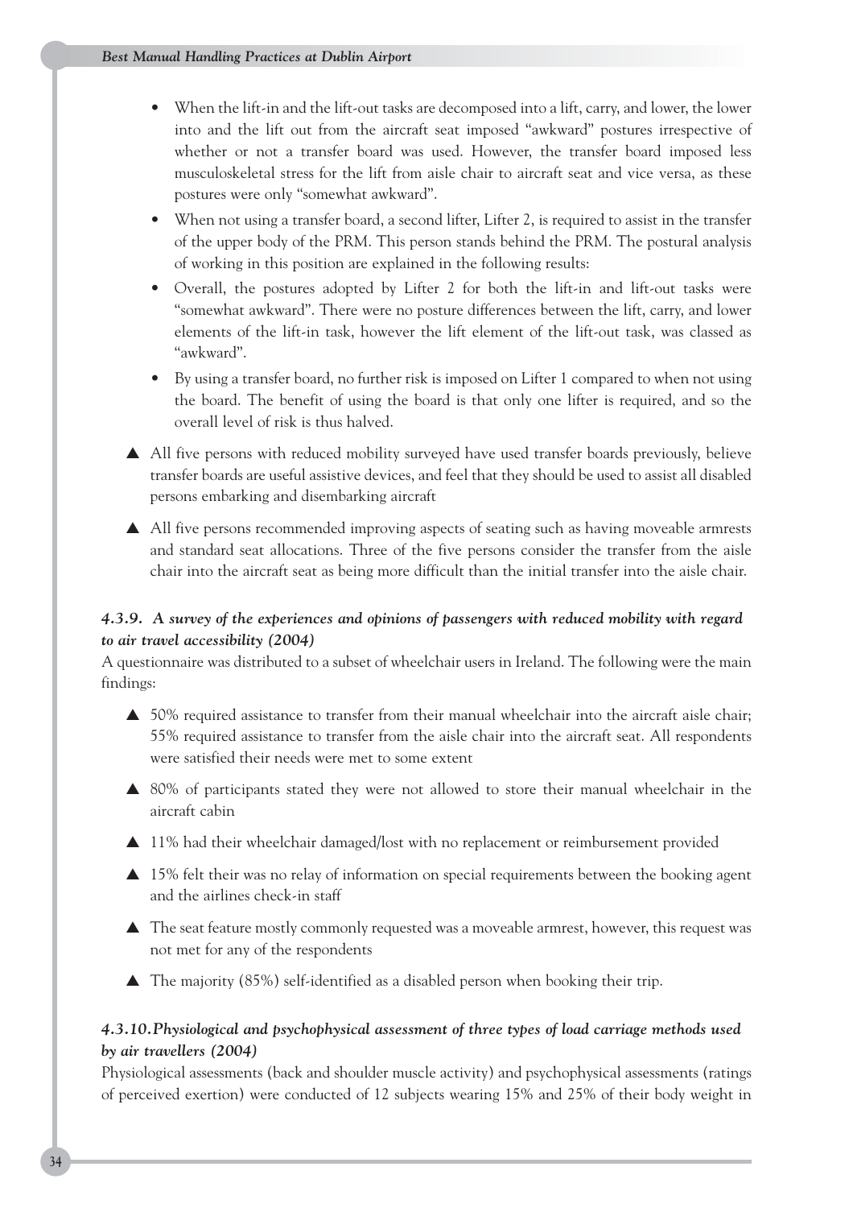- When the lift-in and the lift-out tasks are decomposed into a lift, carry, and lower, the lower into and the lift out from the aircraft seat imposed "awkward" postures irrespective of whether or not a transfer board was used. However, the transfer board imposed less musculoskeletal stress for the lift from aisle chair to aircraft seat and vice versa, as these postures were only "somewhat awkward".
- When not using a transfer board, a second lifter, Lifter 2, is required to assist in the transfer of the upper body of the PRM. This person stands behind the PRM. The postural analysis of working in this position are explained in the following results:
- Overall, the postures adopted by Lifter 2 for both the lift-in and lift-out tasks were "somewhat awkward". There were no posture differences between the lift, carry, and lower elements of the lift-in task, however the lift element of the lift-out task, was classed as "awkward".
- By using a transfer board, no further risk is imposed on Lifter 1 compared to when not using the board. The benefit of using the board is that only one lifter is required, and so the overall level of risk is thus halved.

▲ All five persons with reduced mobility surveyed have used transfer boards previously, believe transfer boards are useful assistive devices, and feel that they should be used to assist all disabled persons embarking and disembarking aircraft

▲ All five persons recommended improving aspects of seating such as having moveable armrests and standard seat allocations. Three of the five persons consider the transfer from the aisle chair into the aircraft seat as being more difficult than the initial transfer into the aisle chair.

### *4.3.9. A survey of the experiences and opinions of passengers with reduced mobility with regard to air travel accessibility (2004)*

A questionnaire was distributed to a subset of wheelchair users in Ireland. The following were the main findings:

▲ 50% required assistance to transfer from their manual wheelchair into the aircraft aisle chair; 55% required assistance to transfer from the aisle chair into the aircraft seat. All respondents were satisfied their needs were met to some extent

▲ 80% of participants stated they were not allowed to store their manual wheelchair in the aircraft cabin

▲ 11% had their wheelchair damaged/lost with no replacement or reimbursement provided

▲ 15% felt their was no relay of information on special requirements between the booking agent and the airlines check-in staff

▲ The seat feature mostly commonly requested was a moveable armrest, however, this request was not met for any of the respondents

▲ The majority (85%) self-identified as a disabled person when booking their trip.

### *4.3.10. Physiological and psychophysical assessment of three types of load carriage methods used by air travellers (2004)*

Physiological assessments (back and shoulder muscle activity) and psychophysical assessments (ratings of perceived exertion) were conducted of 12 subjects wearing 15% and 25% of their body weight in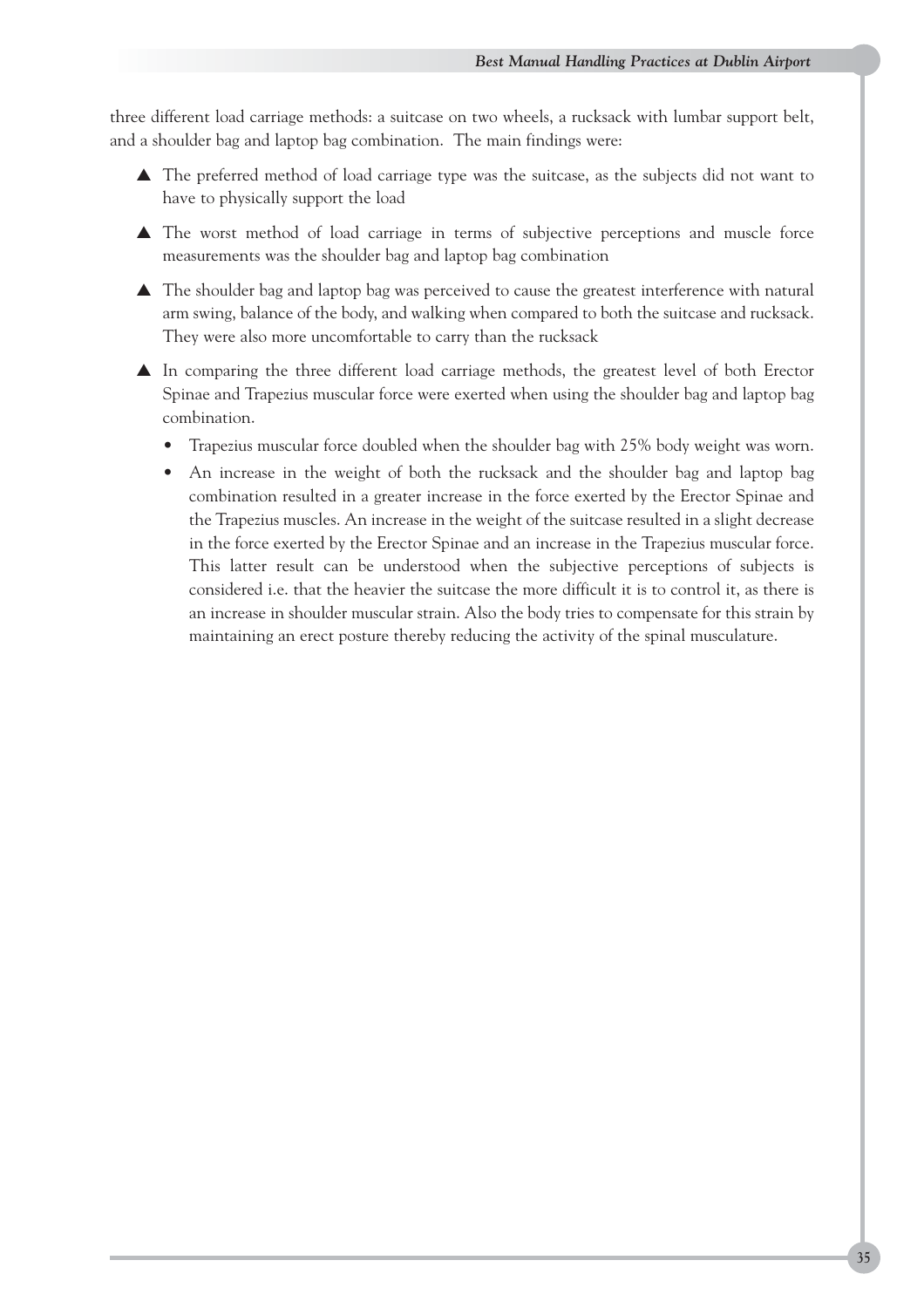three different load carriage methods: a suitcase on two wheels, a rucksack with lumbar support belt, and a shoulder bag and laptop bag combination. The main findings were:

- The preferred method of load carriage type was the suitcase, as the subjects did not want to have to physically support the load
- The worst method of load carriage in terms of subjective perceptions and muscle force measurements was the shoulder bag and laptop bag combination
- The shoulder bag and laptop bag was perceived to cause the greatest interference with natural arm swing, balance of the body, and walking when compared to both the suitcase and rucksack. They were also more uncomfortable to carry than the rucksack
- In comparing the three different load carriage methods, the greatest level of both Erector Spinae and Trapezius muscular force were exerted when using the shoulder bag and laptop bag combination.
  - Trapezius muscular force doubled when the shoulder bag with 25% body weight was worn.
  - An increase in the weight of both the rucksack and the shoulder bag and laptop bag combination resulted in a greater increase in the force exerted by the Erector Spinae and the Trapezius muscles. An increase in the weight of the suitcase resulted in a slight decrease in the force exerted by the Erector Spinae and an increase in the Trapezius muscular force. This latter result can be understood when the subjective perceptions of subjects is considered i.e. that the heavier the suitcase the more difficult it is to control it, as there is an increase in shoulder muscular strain. Also the body tries to compensate for this strain by maintaining an erect posture thereby reducing the activity of the spinal musculature.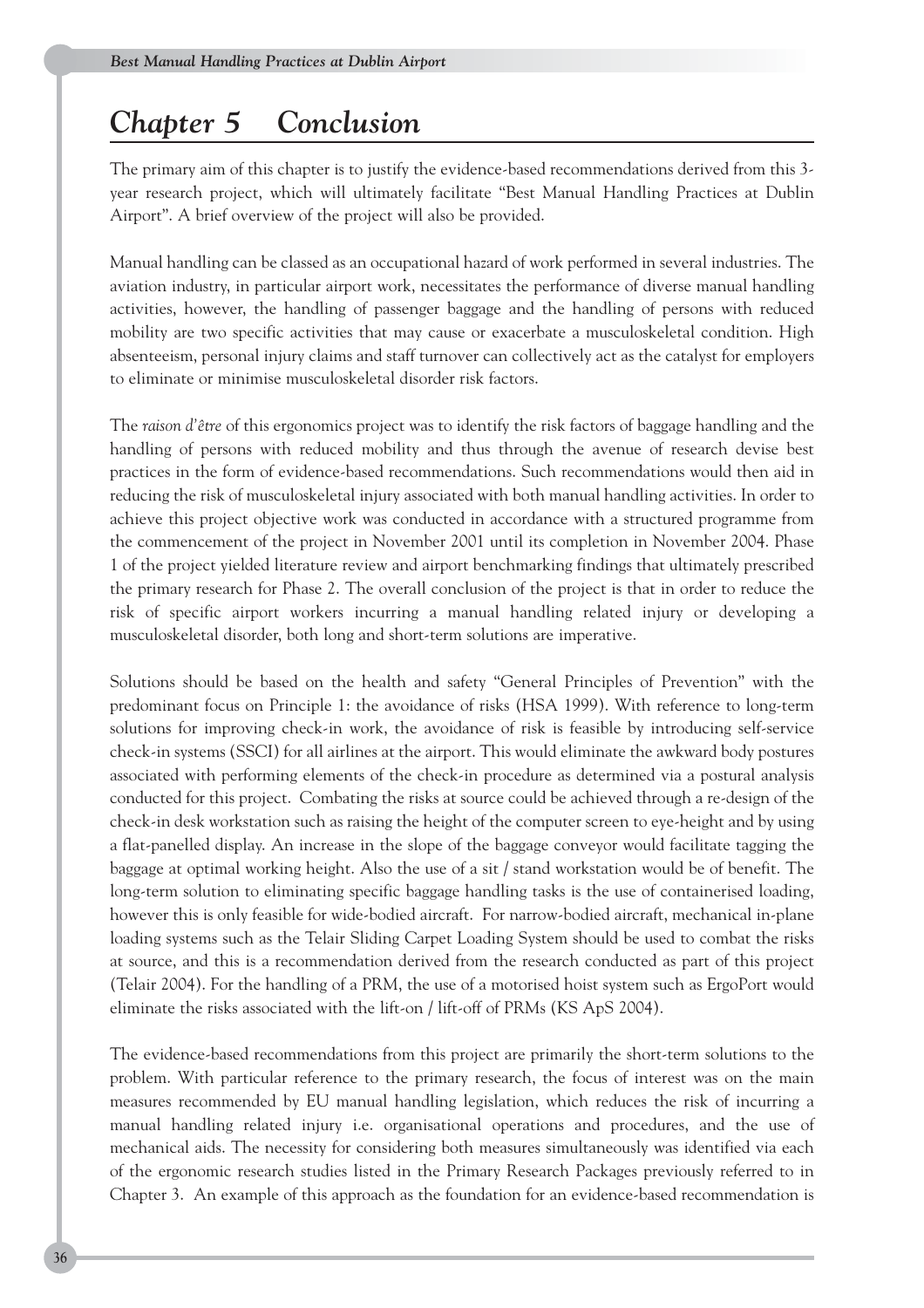# *Chapter 5 Conclusion*

The primary aim of this chapter is to justify the evidence-based recommendations derived from this 3-year research project, which will ultimately facilitate "Best Manual Handling Practices at Dublin Airport". A brief overview of the project will also be provided.

Manual handling can be classed as an occupational hazard of work performed in several industries. The aviation industry, in particular airport work, necessitates the performance of diverse manual handling activities, however, the handling of passenger baggage and the handling of persons with reduced mobility are two specific activities that may cause or exacerbate a musculoskeletal condition. High absenteeism, personal injury claims and staff turnover can collectively act as the catalyst for employers to eliminate or minimise musculoskeletal disorder risk factors.

The *raison d'être* of this ergonomics project was to identify the risk factors of baggage handling and the handling of persons with reduced mobility and thus through the avenue of research devise best practices in the form of evidence-based recommendations. Such recommendations would then aid in reducing the risk of musculoskeletal injury associated with both manual handling activities. In order to achieve this project objective work was conducted in accordance with a structured programme from the commencement of the project in November 2001 until its completion in November 2004. Phase 1 of the project yielded literature review and airport benchmarking findings that ultimately prescribed the primary research for Phase 2. The overall conclusion of the project is that in order to reduce the risk of specific airport workers incurring a manual handling related injury or developing a musculoskeletal disorder, both long and short-term solutions are imperative.

Solutions should be based on the health and safety "General Principles of Prevention" with the predominant focus on Principle 1: the avoidance of risks (HSA 1999). With reference to long-term solutions for improving check-in work, the avoidance of risk is feasible by introducing self-service check-in systems (SSCI) for all airlines at the airport. This would eliminate the awkward body postures associated with performing elements of the check-in procedure as determined via a postural analysis conducted for this project. Combating the risks at source could be achieved through a re-design of the check-in desk workstation such as raising the height of the computer screen to eye-height and by using a flat-panelled display. An increase in the slope of the baggage conveyor would facilitate tagging the baggage at optimal working height. Also the use of a sit / stand workstation would be of benefit. The long-term solution to eliminating specific baggage handling tasks is the use of containerised loading, however this is only feasible for wide-bodied aircraft. For narrow-bodied aircraft, mechanical in-plane loading systems such as the Telair Sliding Carpet Loading System should be used to combat the risks at source, and this is a recommendation derived from the research conducted as part of this project (Telair 2004). For the handling of a PRM, the use of a motorised hoist system such as ErgoPort would eliminate the risks associated with the lift-on / lift-off of PRMs (KS ApS 2004).

The evidence-based recommendations from this project are primarily the short-term solutions to the problem. With particular reference to the primary research, the focus of interest was on the main measures recommended by EU manual handling legislation, which reduces the risk of incurring a manual handling related injury i.e. organisational operations and procedures, and the use of mechanical aids. The necessity for considering both measures simultaneously was identified via each of the ergonomic research studies listed in the Primary Research Packages previously referred to in Chapter 3. An example of this approach as the foundation for an evidence-based recommendation is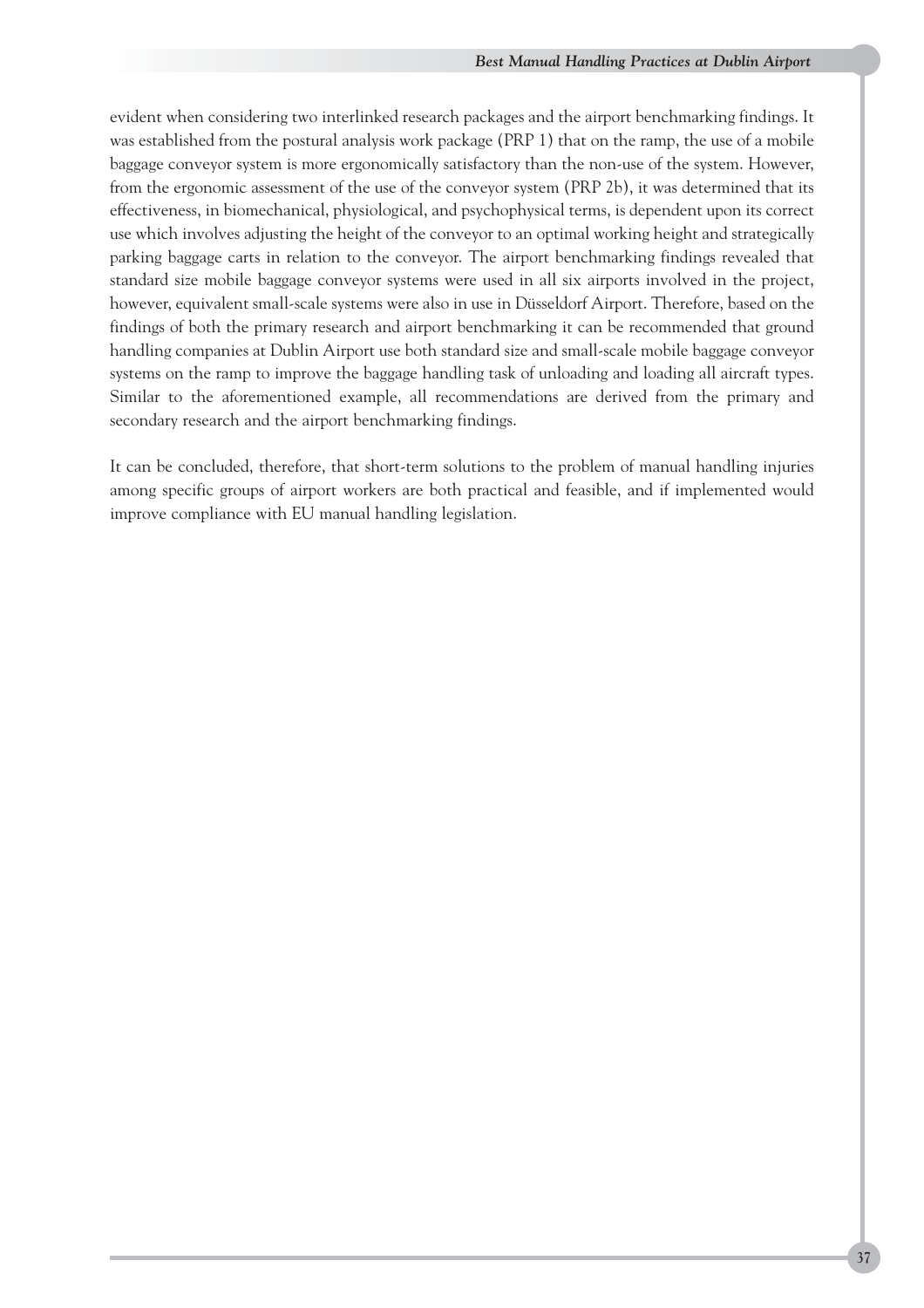evident when considering two interlinked research packages and the airport benchmarking findings. It was established from the postural analysis work package (PRP 1) that on the ramp, the use of a mobile baggage conveyor system is more ergonomically satisfactory than the non-use of the system. However, from the ergonomic assessment of the use of the conveyor system (PRP 2b), it was determined that its effectiveness, in biomechanical, physiological, and psychophysical terms, is dependent upon its correct use which involves adjusting the height of the conveyor to an optimal working height and strategically parking baggage carts in relation to the conveyor. The airport benchmarking findings revealed that standard size mobile baggage conveyor systems were used in all six airports involved in the project, however, equivalent small-scale systems were also in use in Düsseldorf Airport. Therefore, based on the findings of both the primary research and airport benchmarking it can be recommended that ground handling companies at Dublin Airport use both standard size and small-scale mobile baggage conveyor systems on the ramp to improve the baggage handling task of unloading and loading all aircraft types. Similar to the aforementioned example, all recommendations are derived from the primary and secondary research and the airport benchmarking findings.

It can be concluded, therefore, that short-term solutions to the problem of manual handling injuries among specific groups of airport workers are both practical and feasible, and if implemented would improve compliance with EU manual handling legislation.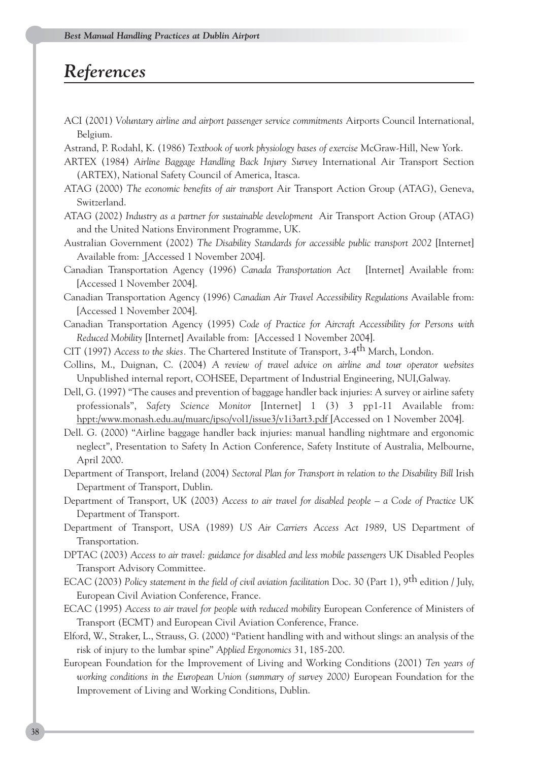# References

ACI (2001) *Voluntary airline and airport passenger service commitments* Airports Council International, Belgium.

Astrand, P. Rodahl, K. (1986) *Textbook of work physiology bases of exercise* McGraw-Hill, New York.

ARTEX (1984) *Airline Baggage Handling Back Injury Survey* International Air Transport Section (ARTEX), National Safety Council of America, Itasca.

ATAG (2000) *The economic benefits of air transport* Air Transport Action Group (ATAG), Geneva, Switzerland.

ATAG (2002) *Industry as a partner for sustainable development* Air Transport Action Group (ATAG) and the United Nations Environment Programme, UK.

Australian Government (2002) *The Disability Standards for accessible public transport 2002* [Internet] Available from: [Accessed 1 November 2004].

Canadian Transportation Agency (1996) *Canada Transportation Act* [Internet] Available from: [Accessed 1 November 2004].

Canadian Transportation Agency (1996) *Canadian Air Travel Accessibility Regulations* Available from: [Accessed 1 November 2004].

Canadian Transportation Agency (1995) *Code of Practice for Aircraft Accessibility for Persons with Reduced Mobility* [Internet] Available from: [Accessed 1 November 2004].

CIT (1997) *Access to the skies*. The Chartered Institute of Transport, 3-4th March, London.

Collins, M., Duignan, C. (2004) *A review of travel advice on airline and tour operator websites* Unpublished internal report, COHSEE, Department of Industrial Engineering, NUI,Galway.

Dell, G. (1997) "The causes and prevention of baggage handler back injuries: A survey or airline safety professionals", *Safety Science Monitor* [Internet] 1 (3) 3 pp1-11 Available from: hppt:/www.monash.edu.au/muarc/ipso/vol1/issue3/v1i3art3.pdf [Accessed on 1 November 2004].

Dell. G. (2000) "Airline baggage handler back injuries: manual handling nightmare and ergonomic neglect", Presentation to Safety In Action Conference, Safety Institute of Australia, Melbourne, April 2000.

Department of Transport, Ireland (2004) *Sectoral Plan for Transport in relation to the Disability Bill* Irish Department of Transport, Dublin.

Department of Transport, UK (2003) *Access to air travel for disabled people – a Code of Practice* UK Department of Transport.

Department of Transport, USA (1989) *US Air Carriers Access Act 1989*, US Department of Transportation.

DPTAC (2003) *Access to air travel: guidance for disabled and less mobile passengers* UK Disabled Peoples Transport Advisory Committee.

ECAC (2003) *Policy statement in the field of civil aviation facilitation* Doc. 30 (Part 1), 9th edition / July, European Civil Aviation Conference, France.

ECAC (1995) *Access to air travel for people with reduced mobility* European Conference of Ministers of Transport (ECMT) and European Civil Aviation Conference, France.

Elford, W., Straker, L., Strauss, G. (2000) "Patient handling with and without slings: an analysis of the risk of injury to the lumbar spine" *Applied Ergonomics* 31, 185-200.

European Foundation for the Improvement of Living and Working Conditions (2001) *Ten years of working conditions in the European Union (summary of survey 2000)* European Foundation for the Improvement of Living and Working Conditions, Dublin.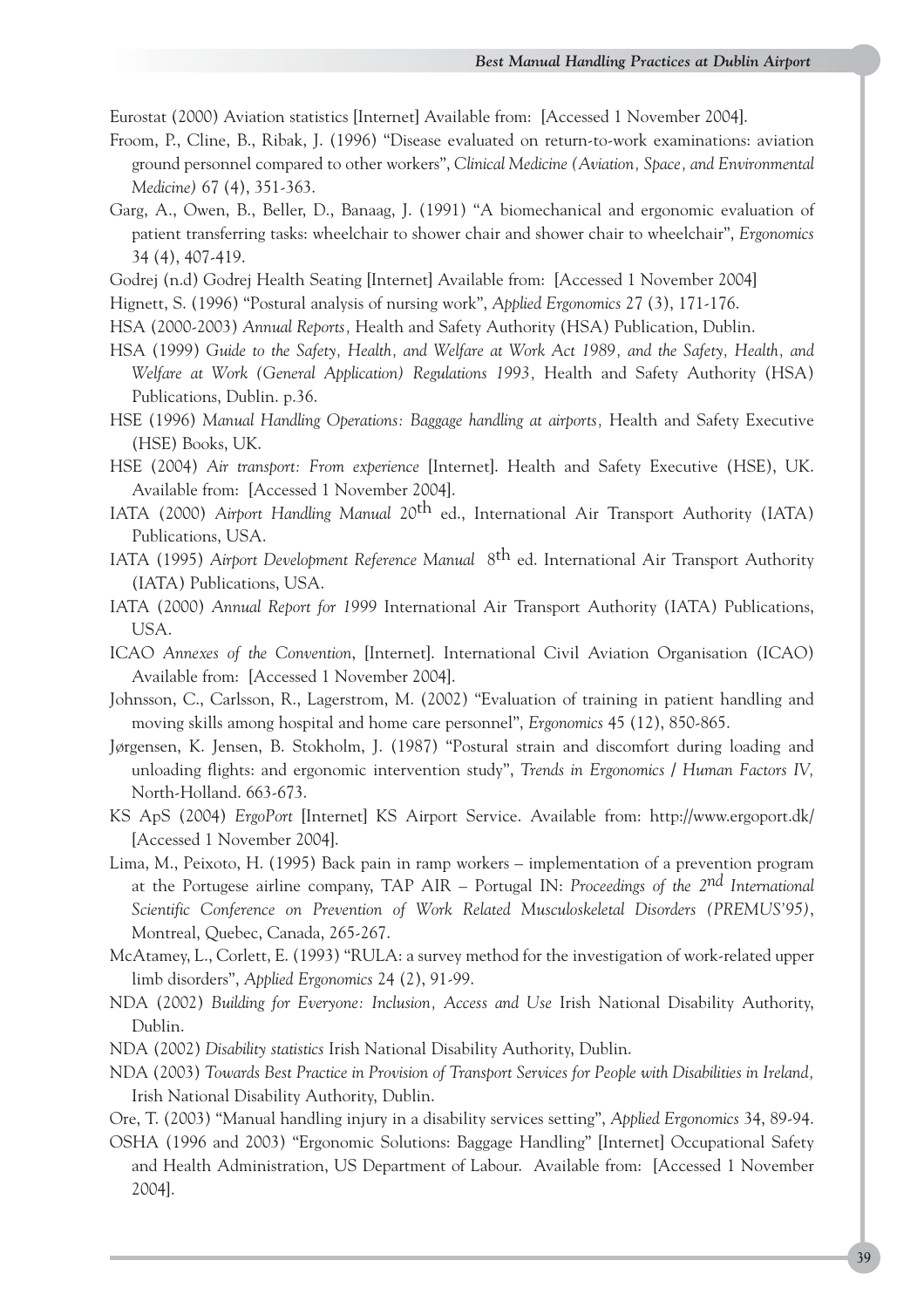Eurostat (2000) Aviation statistics [Internet] Available from: [Accessed 1 November 2004].

Froom, P., Cline, B., Ribak, J. (1996) "Disease evaluated on return-to-work examinations: aviation ground personnel compared to other workers", *Clinical Medicine (Aviation, Space, and Environmental Medicine)* 67 (4), 351-363.

Garg, A., Owen, B., Beller, D., Banaag, J. (1991) "A biomechanical and ergonomic evaluation of patient transferring tasks: wheelchair to shower chair and shower chair to wheelchair", *Ergonomics* 34 (4), 407-419.

Godrej (n.d) Godrej Health Seating [Internet] Available from: [Accessed 1 November 2004]

Hignett, S. (1996) "Postural analysis of nursing work", *Applied Ergonomics* 27 (3), 171-176.

HSA (2000-2003) *Annual Reports,* Health and Safety Authority (HSA) Publication, Dublin.

HSA (1999) *Guide to the Safety, Health, and Welfare at Work Act 1989, and the Safety, Health, and Welfare at Work (General Application) Regulations 1993,* Health and Safety Authority (HSA) Publications, Dublin. p.36.

HSE (1996) *Manual Handling Operations: Baggage handling at airports,* Health and Safety Executive (HSE) Books, UK.

HSE (2004) *Air transport: From experience* [Internet]. Health and Safety Executive (HSE), UK. Available from: [Accessed 1 November 2004].

IATA (2000) *Airport Handling Manual* 20th ed., International Air Transport Authority (IATA) Publications, USA.

IATA (1995) *Airport Development Reference Manual* 8th ed. International Air Transport Authority (IATA) Publications, USA.

IATA (2000) *Annual Report for 1999* International Air Transport Authority (IATA) Publications, USA.

ICAO *Annexes of the Convention*, [Internet]. International Civil Aviation Organisation (ICAO) Available from: [Accessed 1 November 2004].

Johnsson, C., Carlsson, R., Lagerstrom, M. (2002) "Evaluation of training in patient handling and moving skills among hospital and home care personnel", *Ergonomics* 45 (12), 850-865.

Jørgensen, K. Jensen, B. Stokholm, J. (1987) "Postural strain and discomfort during loading and unloading flights: and ergonomic intervention study", *Trends in Ergonomics / Human Factors IV,* North-Holland. 663-673.

KS ApS (2004) *ErgoPort* [Internet] KS Airport Service. Available from: http://www.ergoport.dk/ [Accessed 1 November 2004].

Lima, M., Peixoto, H. (1995) Back pain in ramp workers – implementation of a prevention program at the Portugese airline company, TAP AIR – Portugal IN: *Proceedings of the 2nd International Scientific Conference on Prevention of Work Related Musculoskeletal Disorders (PREMUS'95)*, Montreal, Quebec, Canada, 265-267.

McAtamey, L., Corlett, E. (1993) "RULA: a survey method for the investigation of work-related upper limb disorders", *Applied Ergonomics* 24 (2), 91-99.

NDA (2002) *Building for Everyone: Inclusion, Access and Use* Irish National Disability Authority, Dublin.

NDA (2002) *Disability statistics* Irish National Disability Authority, Dublin.

NDA (2003) *Towards Best Practice in Provision of Transport Services for People with Disabilities in Ireland,* Irish National Disability Authority, Dublin.

Ore, T. (2003) "Manual handling injury in a disability services setting", *Applied Ergonomics* 34, 89-94.

OSHA (1996 and 2003) "Ergonomic Solutions: Baggage Handling" [Internet] Occupational Safety and Health Administration, US Department of Labour. Available from: [Accessed 1 November 2004].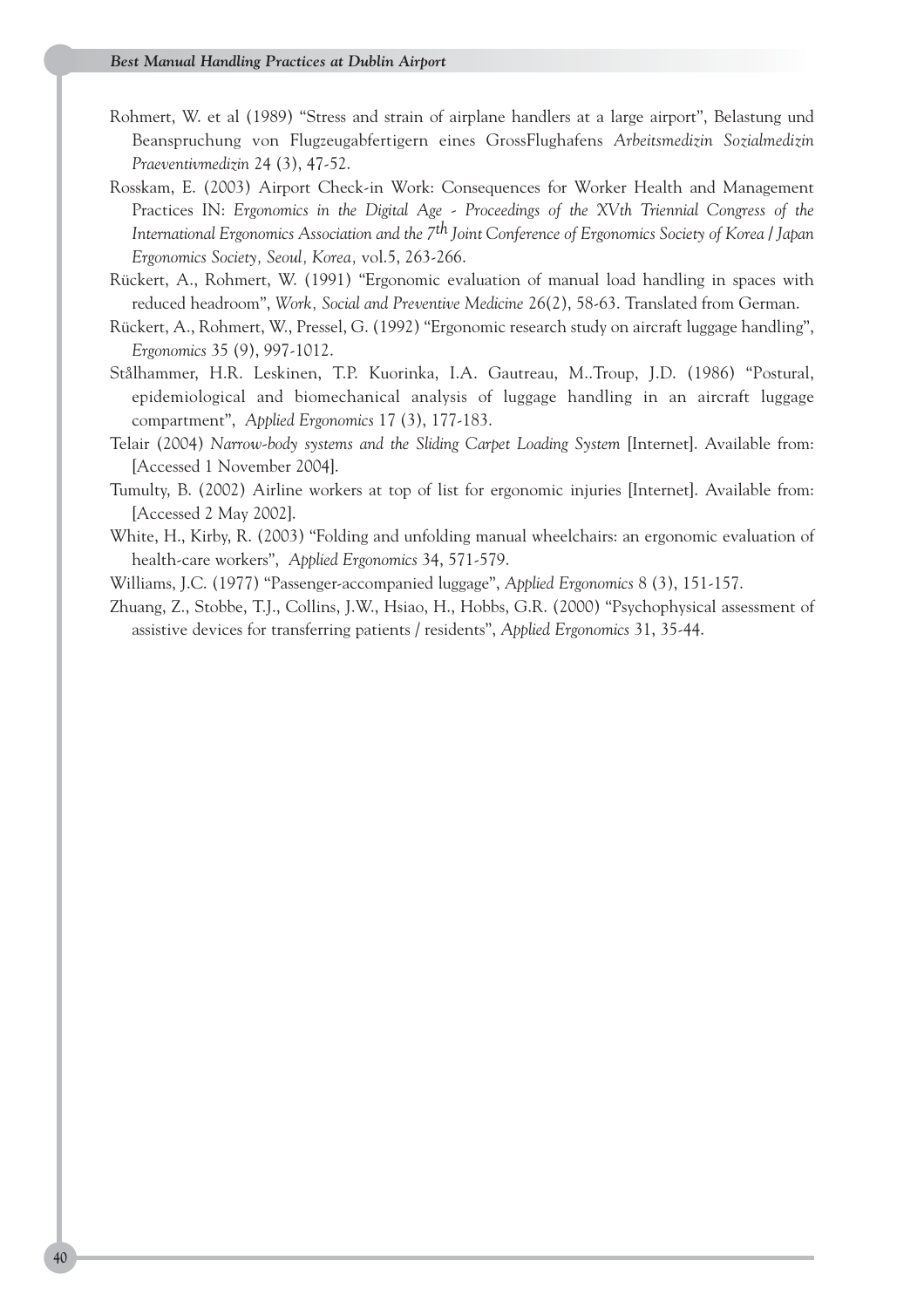Rohmert, W. et al (1989) "Stress and strain of airplane handlers at a large airport", Belastung und Beanspruchung von Flugzeugabfertigern eines GrossFlughafens *Arbeitsmedizin Sozialmedizin Praeventivmedizin* 24 (3), 47-52.

Rosskam, E. (2003) Airport Check-in Work: Consequences for Worker Health and Management Practices IN: *Ergonomics in the Digital Age - Proceedings of the XVth Triennial Congress of the International Ergonomics Association and the 7th Joint Conference of Ergonomics Society of Korea / Japan Ergonomics Society, Seoul, Korea,* vol.5, 263-266.

Rückert, A., Rohmert, W. (1991) "Ergonomic evaluation of manual load handling in spaces with reduced headroom", *Work, Social and Preventive Medicine* 26(2), 58-63. Translated from German.

Rückert, A., Rohmert, W., Pressel, G. (1992) "Ergonomic research study on aircraft luggage handling", *Ergonomics* 35 (9), 997-1012.

Stålhammer, H.R. Leskinen, T.P. Kuorinka, I.A. Gautreau, M..Troup, J.D. (1986) "Postural, epidemiological and biomechanical analysis of luggage handling in an aircraft luggage compartment", *Applied Ergonomics* 17 (3), 177-183.

Telair (2004) *Narrow-body systems and the Sliding Carpet Loading System* [Internet]. Available from: [Accessed 1 November 2004].

Tumulty, B. (2002) Airline workers at top of list for ergonomic injuries [Internet]. Available from: [Accessed 2 May 2002].

White, H., Kirby, R. (2003) "Folding and unfolding manual wheelchairs: an ergonomic evaluation of health-care workers", *Applied Ergonomics* 34, 571-579.

Williams, J.C. (1977) "Passenger-accompanied luggage", *Applied Ergonomics* 8 (3), 151-157.

Zhuang, Z., Stobbe, T.J., Collins, J.W., Hsiao, H., Hobbs, G.R. (2000) "Psychophysical assessment of assistive devices for transferring patients / residents", *Applied Ergonomics* 31, 35-44.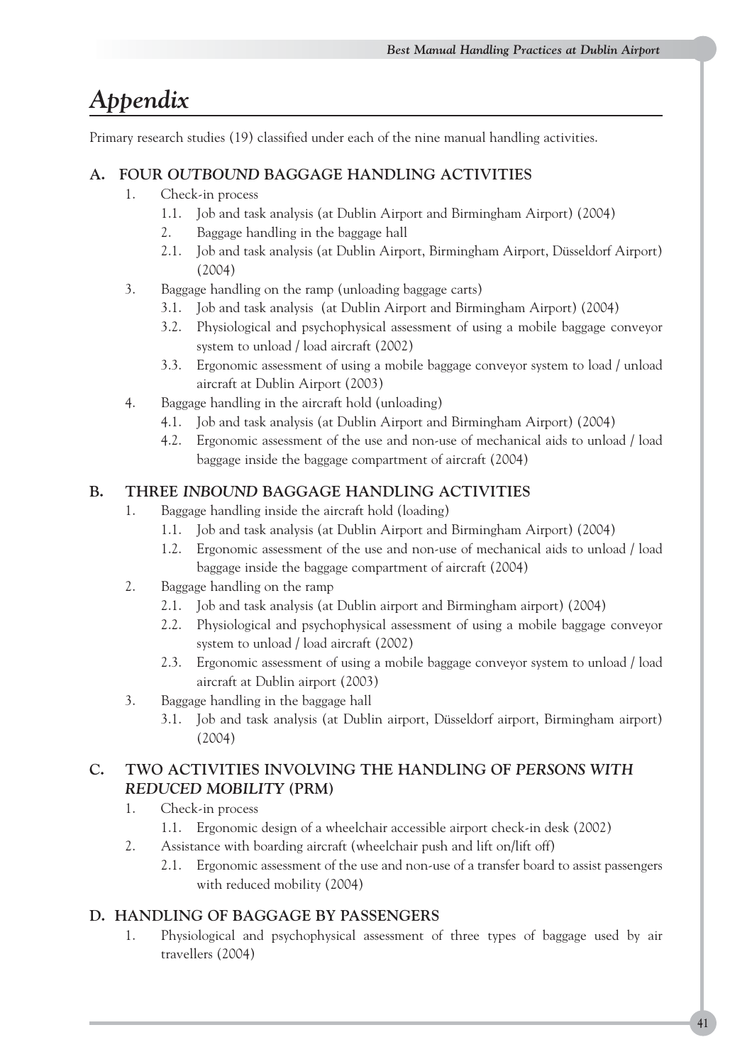# *Appendix*

Primary research studies (19) classified under each of the nine manual handling activities.

## A. FOUR *OUTBOUND* BAGGAGE HANDLING ACTIVITIES

1. Check-in process
   - 1.1. Job and task analysis (at Dublin Airport and Birmingham Airport) (2004)
2. Baggage handling in the baggage hall
   - 2.1. Job and task analysis (at Dublin Airport, Birmingham Airport, Düsseldorf Airport) (2004)
3. Baggage handling on the ramp (unloading baggage carts)
   - 3.1. Job and task analysis (at Dublin Airport and Birmingham Airport) (2004)
   - 3.2. Physiological and psychophysical assessment of using a mobile baggage conveyor system to unload / load aircraft (2002)
   - 3.3. Ergonomic assessment of using a mobile baggage conveyor system to load / unload aircraft at Dublin Airport (2003)
4. Baggage handling in the aircraft hold (unloading)
   - 4.1. Job and task analysis (at Dublin Airport and Birmingham Airport) (2004)
   - 4.2. Ergonomic assessment of the use and non-use of mechanical aids to unload / load baggage inside the baggage compartment of aircraft (2004)

## B. THREE *INBOUND* BAGGAGE HANDLING ACTIVITIES

1. Baggage handling inside the aircraft hold (loading)
   - 1.1. Job and task analysis (at Dublin Airport and Birmingham Airport) (2004)
   - 1.2. Ergonomic assessment of the use and non-use of mechanical aids to unload / load baggage inside the baggage compartment of aircraft (2004)
2. Baggage handling on the ramp
   - 2.1. Job and task analysis (at Dublin airport and Birmingham airport) (2004)
   - 2.2. Physiological and psychophysical assessment of using a mobile baggage conveyor system to unload / load aircraft (2002)
   - 2.3. Ergonomic assessment of using a mobile baggage conveyor system to unload / load aircraft at Dublin airport (2003)
3. Baggage handling in the baggage hall
   - 3.1. Job and task analysis (at Dublin airport, Düsseldorf airport, Birmingham airport) (2004)

## C. TWO ACTIVITIES INVOLVING THE HANDLING OF *PERSONS WITH REDUCED MOBILITY* (PRM)

1. Check-in process
   - 1.1. Ergonomic design of a wheelchair accessible airport check-in desk (2002)
2. Assistance with boarding aircraft (wheelchair push and lift on/lift off)
   - 2.1. Ergonomic assessment of the use and non-use of a transfer board to assist passengers with reduced mobility (2004)

## D. HANDLING OF BAGGAGE BY PASSENGERS

1. Physiological and psychophysical assessment of three types of baggage used by air travellers (2004)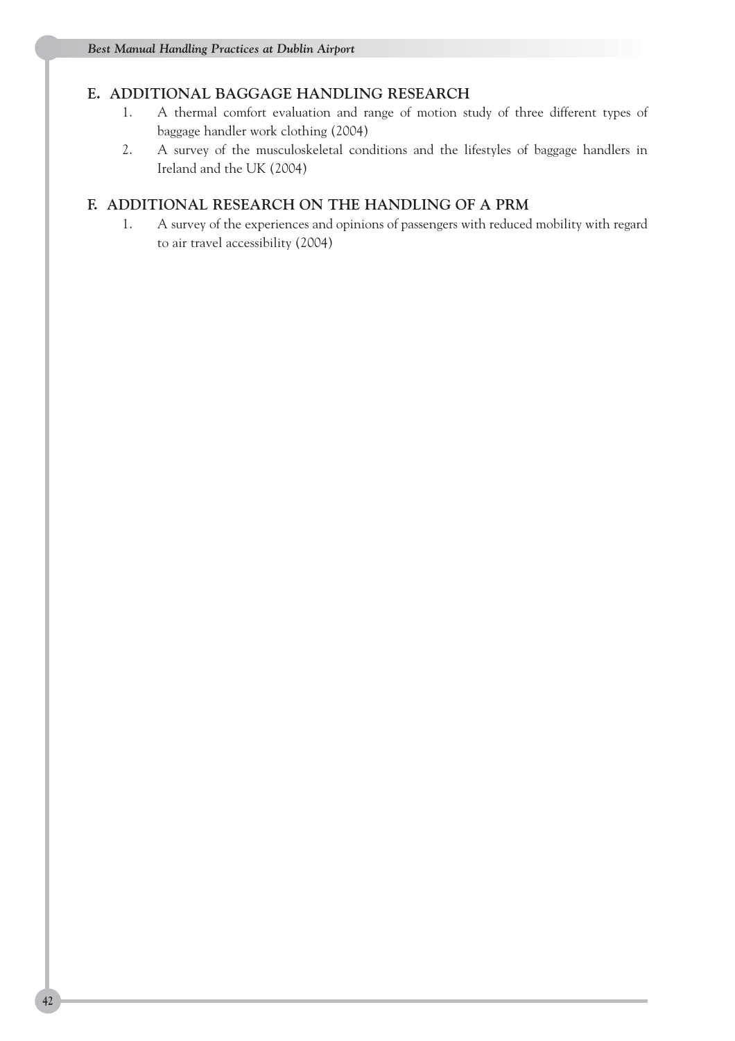## E. ADDITIONAL BAGGAGE HANDLING RESEARCH

1. A thermal comfort evaluation and range of motion study of three different types of baggage handler work clothing (2004)
2. A survey of the musculoskeletal conditions and the lifestyles of baggage handlers in Ireland and the UK (2004)

## F. ADDITIONAL RESEARCH ON THE HANDLING OF A PRM

1. A survey of the experiences and opinions of passengers with reduced mobility with regard to air travel accessibility (2004)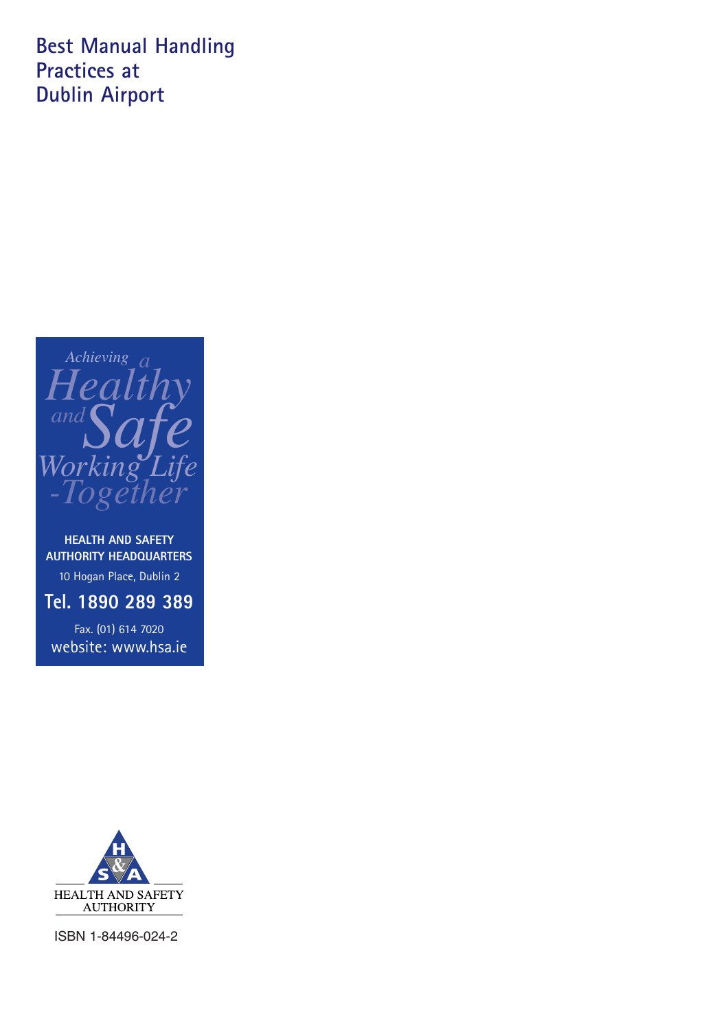# Best Manual Handling Practices at Dublin Airport

*Achieving a Healthy and Safe Working Life -Together*

**HEALTH AND SAFETY AUTHORITY HEADQUARTERS**

10 Hogan Place, Dublin 2

**Tel. 1890 289 389**

Fax. (01) 614 7020

website: www.hsa.ie

HEALTH AND SAFETY AUTHORITY

ISBN 1-84496-024-2